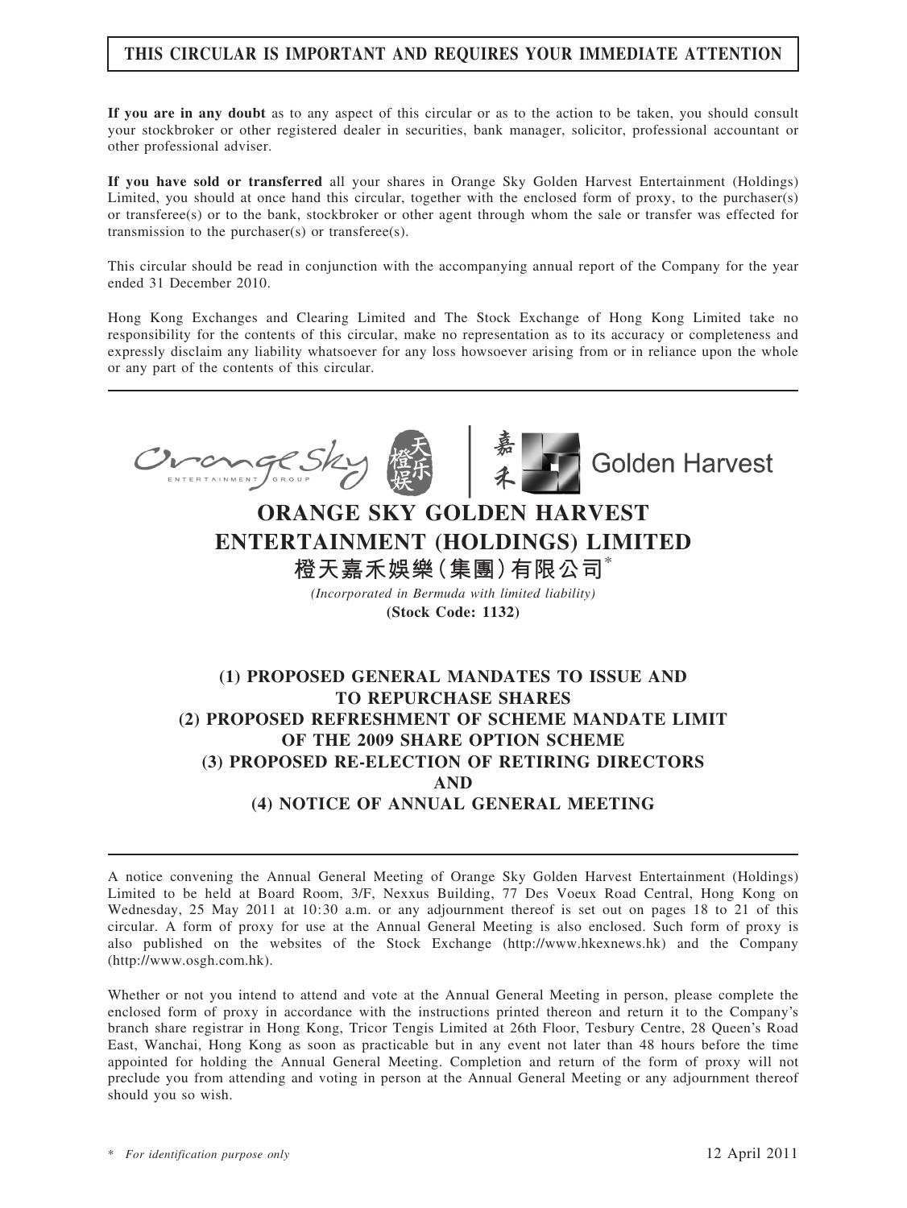**THIS CIRCULAR IS IMPORTANT AND REQUIRES YOUR IMMEDIATE ATTENTION**

**If you are in any doubt** as to any aspect of this circular or as to the action to be taken, you should consult your stockbroker or other registered dealer in securities, bank manager, solicitor, professional accountant or other professional adviser.

**If you have sold or transferred** all your shares in Orange Sky Golden Harvest Entertainment (Holdings) Limited, you should at once hand this circular, together with the enclosed form of proxy, to the purchaser(s) or transferee(s) or to the bank, stockbroker or other agent through whom the sale or transfer was effected for transmission to the purchaser(s) or transferee(s).

This circular should be read in conjunction with the accompanying annual report of the Company for the year ended 31 December 2010.

Hong Kong Exchanges and Clearing Limited and The Stock Exchange of Hong Kong Limited take no responsibility for the contents of this circular, make no representation as to its accuracy or completeness and expressly disclaim any liability whatsoever for any loss howsoever arising from or in reliance upon the whole or any part of the contents of this circular.

# ORANGE SKY GOLDEN HARVEST ENTERTAINMENT (HOLDINGS) LIMITED

# 橙天嘉禾娛樂（集團）有限公司*

*(Incorporated in Bermuda with limited liability)*

**(Stock Code: 1132)**

## (1) PROPOSED GENERAL MANDATES TO ISSUE AND TO REPURCHASE SHARES
## (2) PROPOSED REFRESHMENT OF SCHEME MANDATE LIMIT OF THE 2009 SHARE OPTION SCHEME
## (3) PROPOSED RE-ELECTION OF RETIRING DIRECTORS AND
## (4) NOTICE OF ANNUAL GENERAL MEETING

A notice convening the Annual General Meeting of Orange Sky Golden Harvest Entertainment (Holdings) Limited to be held at Board Room, 3/F, Nexxus Building, 77 Des Voeux Road Central, Hong Kong on Wednesday, 25 May 2011 at 10:30 a.m. or any adjournment thereof is set out on pages 18 to 21 of this circular. A form of proxy for use at the Annual General Meeting is also enclosed. Such form of proxy is also published on the websites of the Stock Exchange (http://www.hkexnews.hk) and the Company (http://www.osgh.com.hk).

Whether or not you intend to attend and vote at the Annual General Meeting in person, please complete the enclosed form of proxy in accordance with the instructions printed thereon and return it to the Company's branch share registrar in Hong Kong, Tricor Tengis Limited at 26th Floor, Tesbury Centre, 28 Queen's Road East, Wanchai, Hong Kong as soon as practicable but in any event not later than 48 hours before the time appointed for holding the Annual General Meeting. Completion and return of the form of proxy will not preclude you from attending and voting in person at the Annual General Meeting or any adjournment thereof should you so wish.

\* *For identification purpose only*

12 April 2011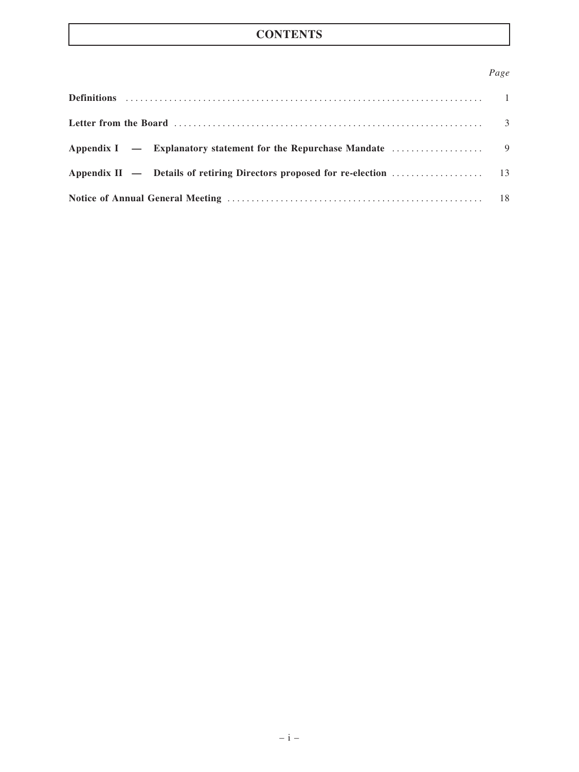# CONTENTS

| | Page |
|---|---|
| **Definitions** | 1 |
| **Letter from the Board** | 3 |
| **Appendix I — Explanatory statement for the Repurchase Mandate** | 9 |
| **Appendix II — Details of retiring Directors proposed for re-election** | 13 |
| **Notice of Annual General Meeting** | 18 |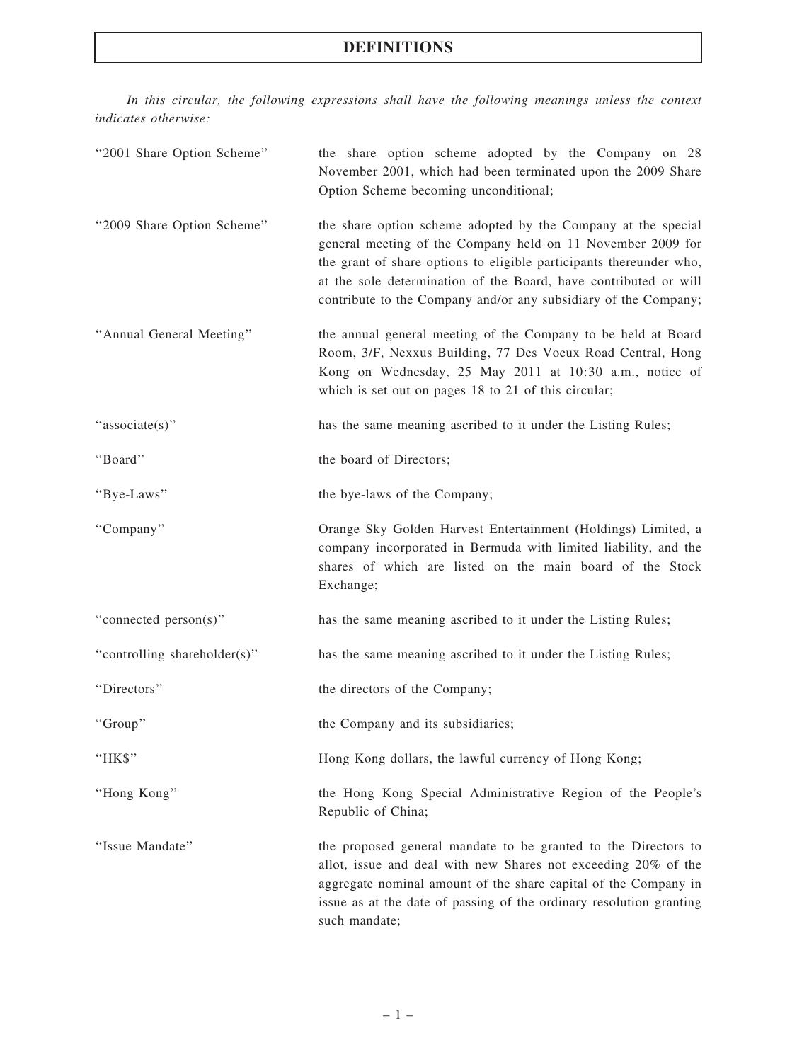# DEFINITIONS

*In this circular, the following expressions shall have the following meanings unless the context indicates otherwise:*

| | |
|---|---|
| "2001 Share Option Scheme" | the share option scheme adopted by the Company on 28 November 2001, which had been terminated upon the 2009 Share Option Scheme becoming unconditional; |
| "2009 Share Option Scheme" | the share option scheme adopted by the Company at the special general meeting of the Company held on 11 November 2009 for the grant of share options to eligible participants thereunder who, at the sole determination of the Board, have contributed or will contribute to the Company and/or any subsidiary of the Company; |
| "Annual General Meeting" | the annual general meeting of the Company to be held at Board Room, 3/F, Nexxus Building, 77 Des Voeux Road Central, Hong Kong on Wednesday, 25 May 2011 at 10:30 a.m., notice of which is set out on pages 18 to 21 of this circular; |
| "associate(s)" | has the same meaning ascribed to it under the Listing Rules; |
| "Board" | the board of Directors; |
| "Bye-Laws" | the bye-laws of the Company; |
| "Company" | Orange Sky Golden Harvest Entertainment (Holdings) Limited, a company incorporated in Bermuda with limited liability, and the shares of which are listed on the main board of the Stock Exchange; |
| "connected person(s)" | has the same meaning ascribed to it under the Listing Rules; |
| "controlling shareholder(s)" | has the same meaning ascribed to it under the Listing Rules; |
| "Directors" | the directors of the Company; |
| "Group" | the Company and its subsidiaries; |
| "HK$" | Hong Kong dollars, the lawful currency of Hong Kong; |
| "Hong Kong" | the Hong Kong Special Administrative Region of the People's Republic of China; |
| "Issue Mandate" | the proposed general mandate to be granted to the Directors to allot, issue and deal with new Shares not exceeding 20% of the aggregate nominal amount of the share capital of the Company in issue as at the date of passing of the ordinary resolution granting such mandate; |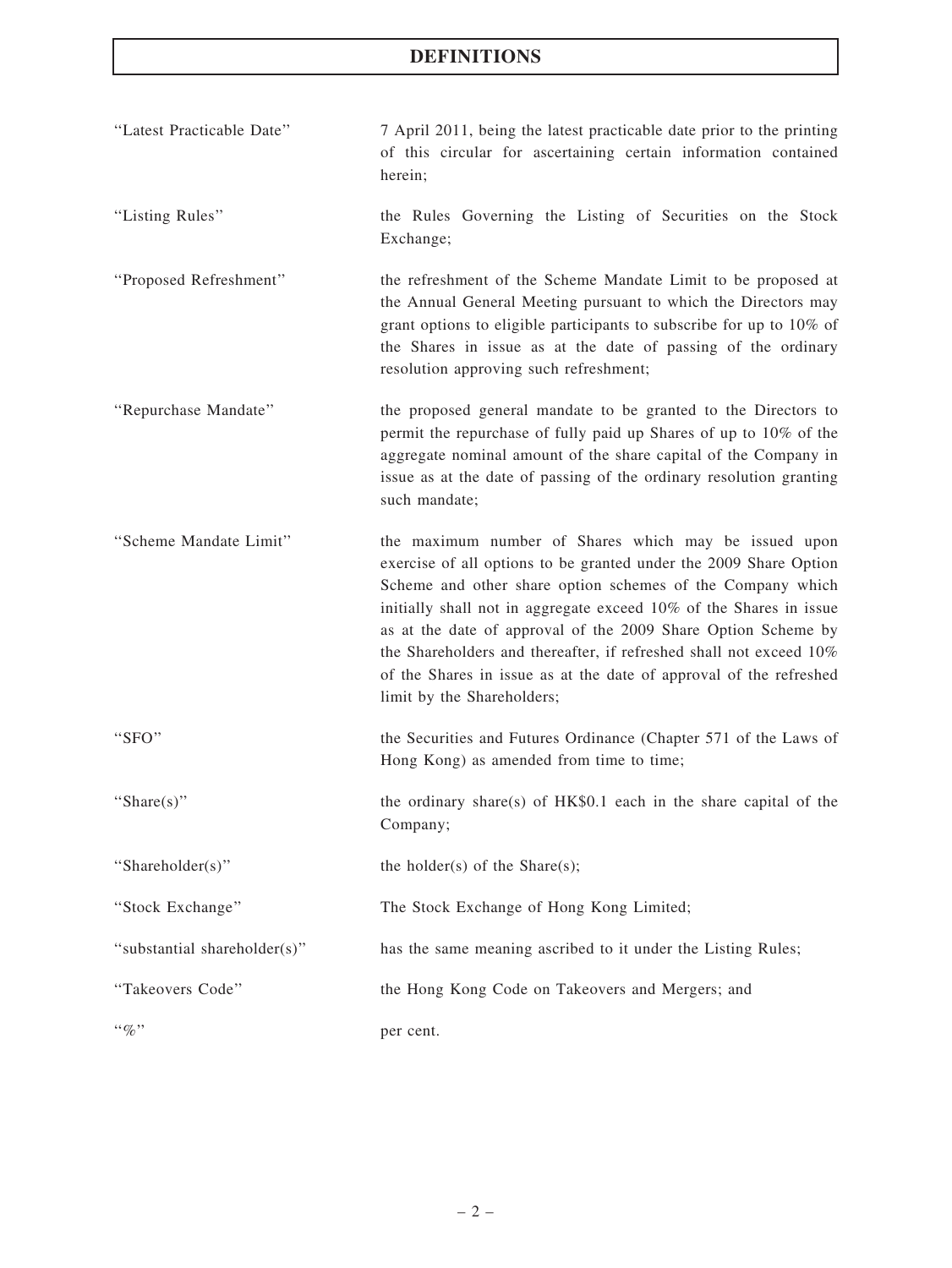# DEFINITIONS

| | |
|---|---|
| "Latest Practicable Date" | 7 April 2011, being the latest practicable date prior to the printing of this circular for ascertaining certain information contained herein; |
| "Listing Rules" | the Rules Governing the Listing of Securities on the Stock Exchange; |
| "Proposed Refreshment" | the refreshment of the Scheme Mandate Limit to be proposed at the Annual General Meeting pursuant to which the Directors may grant options to eligible participants to subscribe for up to 10% of the Shares in issue as at the date of passing of the ordinary resolution approving such refreshment; |
| "Repurchase Mandate" | the proposed general mandate to be granted to the Directors to permit the repurchase of fully paid up Shares of up to 10% of the aggregate nominal amount of the share capital of the Company in issue as at the date of passing of the ordinary resolution granting such mandate; |
| "Scheme Mandate Limit" | the maximum number of Shares which may be issued upon exercise of all options to be granted under the 2009 Share Option Scheme and other share option schemes of the Company which initially shall not in aggregate exceed 10% of the Shares in issue as at the date of approval of the 2009 Share Option Scheme by the Shareholders and thereafter, if refreshed shall not exceed 10% of the Shares in issue as at the date of approval of the refreshed limit by the Shareholders; |
| "SFO" | the Securities and Futures Ordinance (Chapter 571 of the Laws of Hong Kong) as amended from time to time; |
| "Share(s)" | the ordinary share(s) of HK$0.1 each in the share capital of the Company; |
| "Shareholder(s)" | the holder(s) of the Share(s); |
| "Stock Exchange" | The Stock Exchange of Hong Kong Limited; |
| "substantial shareholder(s)" | has the same meaning ascribed to it under the Listing Rules; |
| "Takeovers Code" | the Hong Kong Code on Takeovers and Mergers; and |
| "%" | per cent. |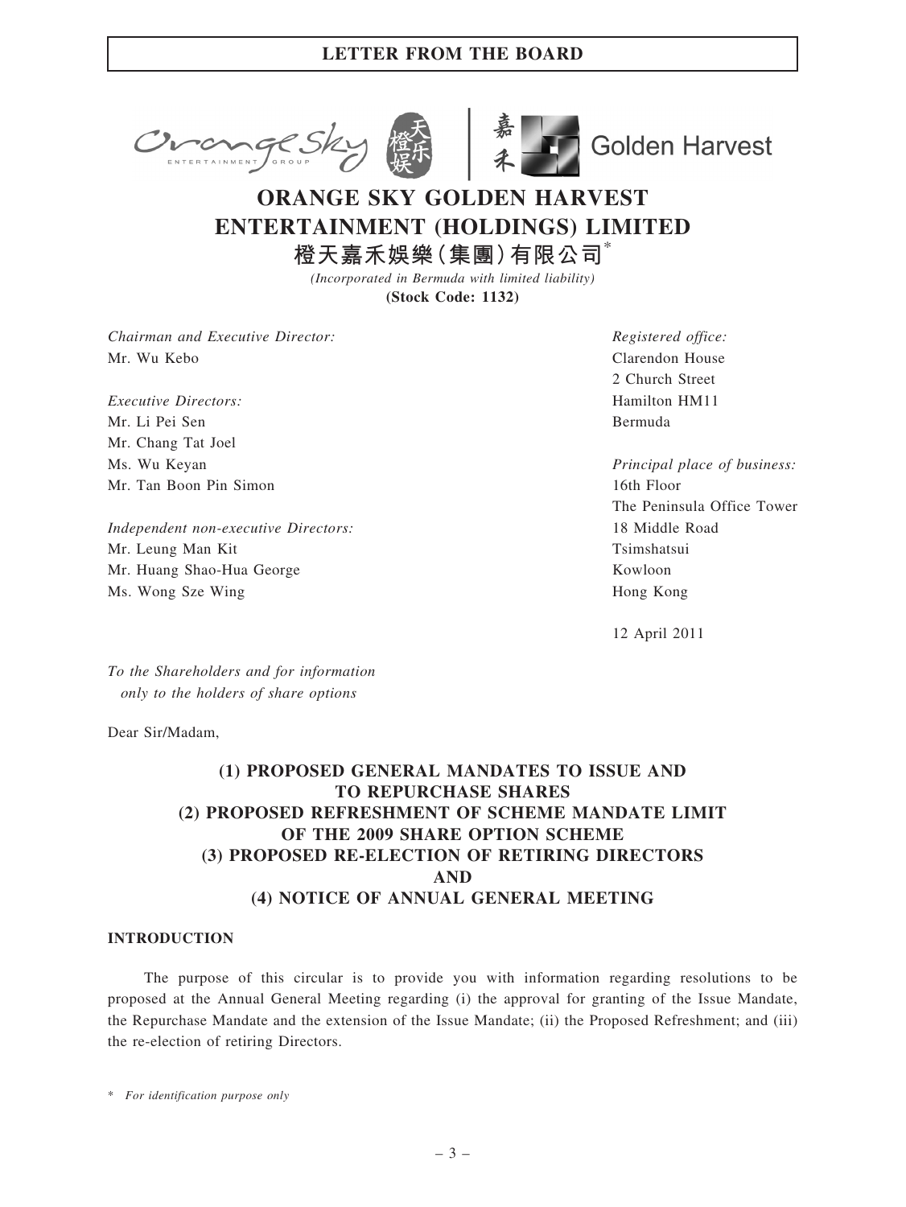## LETTER FROM THE BOARD

# ORANGE SKY GOLDEN HARVEST ENTERTAINMENT (HOLDINGS) LIMITED

**橙天嘉禾娛樂(集團)有限公司***

*(Incorporated in Bermuda with limited liability)*

**(Stock Code: 1132)**

*Chairman and Executive Director:*
Mr. Wu Kebo

*Executive Directors:*
Mr. Li Pei Sen
Mr. Chang Tat Joel
Ms. Wu Keyan
Mr. Tan Boon Pin Simon

*Independent non-executive Directors:*
Mr. Leung Man Kit
Mr. Huang Shao-Hua George
Ms. Wong Sze Wing

*Registered office:*
Clarendon House
2 Church Street
Hamilton HM11
Bermuda

*Principal place of business:*
16th Floor
The Peninsula Office Tower
18 Middle Road
Tsimshatsui
Kowloon
Hong Kong

12 April 2011

*To the Shareholders and for information only to the holders of share options*

Dear Sir/Madam,

## (1) PROPOSED GENERAL MANDATES TO ISSUE AND TO REPURCHASE SHARES (2) PROPOSED REFRESHMENT OF SCHEME MANDATE LIMIT OF THE 2009 SHARE OPTION SCHEME (3) PROPOSED RE-ELECTION OF RETIRING DIRECTORS AND (4) NOTICE OF ANNUAL GENERAL MEETING

### INTRODUCTION

The purpose of this circular is to provide you with information regarding resolutions to be proposed at the Annual General Meeting regarding (i) the approval for granting of the Issue Mandate, the Repurchase Mandate and the extension of the Issue Mandate; (ii) the Proposed Refreshment; and (iii) the re-election of retiring Directors.

\* *For identification purpose only*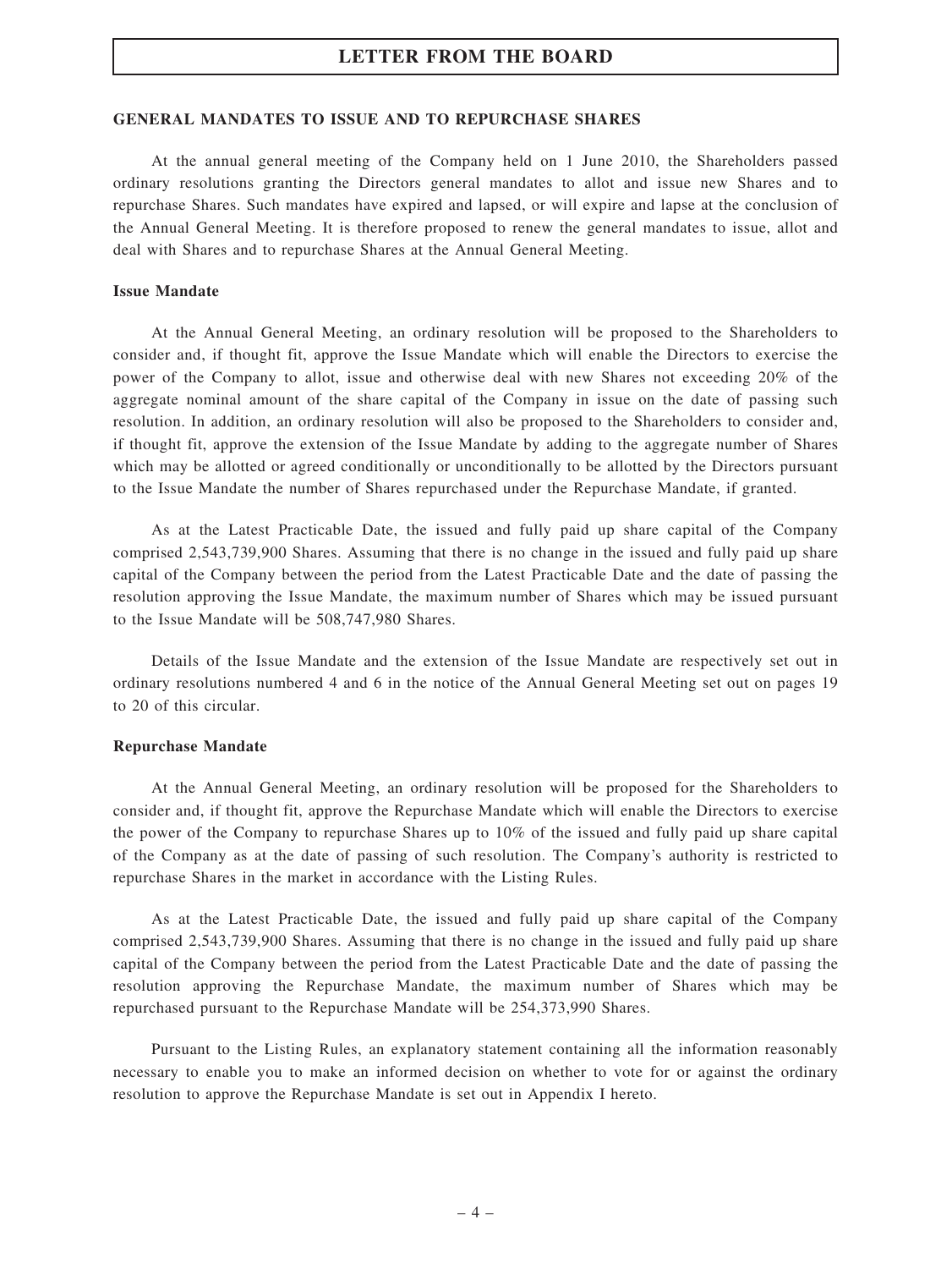## GENERAL MANDATES TO ISSUE AND TO REPURCHASE SHARES

At the annual general meeting of the Company held on 1 June 2010, the Shareholders passed ordinary resolutions granting the Directors general mandates to allot and issue new Shares and to repurchase Shares. Such mandates have expired and lapsed, or will expire and lapse at the conclusion of the Annual General Meeting. It is therefore proposed to renew the general mandates to issue, allot and deal with Shares and to repurchase Shares at the Annual General Meeting.

### Issue Mandate

At the Annual General Meeting, an ordinary resolution will be proposed to the Shareholders to consider and, if thought fit, approve the Issue Mandate which will enable the Directors to exercise the power of the Company to allot, issue and otherwise deal with new Shares not exceeding 20% of the aggregate nominal amount of the share capital of the Company in issue on the date of passing such resolution. In addition, an ordinary resolution will also be proposed to the Shareholders to consider and, if thought fit, approve the extension of the Issue Mandate by adding to the aggregate number of Shares which may be allotted or agreed conditionally or unconditionally to be allotted by the Directors pursuant to the Issue Mandate the number of Shares repurchased under the Repurchase Mandate, if granted.

As at the Latest Practicable Date, the issued and fully paid up share capital of the Company comprised 2,543,739,900 Shares. Assuming that there is no change in the issued and fully paid up share capital of the Company between the period from the Latest Practicable Date and the date of passing the resolution approving the Issue Mandate, the maximum number of Shares which may be issued pursuant to the Issue Mandate will be 508,747,980 Shares.

Details of the Issue Mandate and the extension of the Issue Mandate are respectively set out in ordinary resolutions numbered 4 and 6 in the notice of the Annual General Meeting set out on pages 19 to 20 of this circular.

### Repurchase Mandate

At the Annual General Meeting, an ordinary resolution will be proposed for the Shareholders to consider and, if thought fit, approve the Repurchase Mandate which will enable the Directors to exercise the power of the Company to repurchase Shares up to 10% of the issued and fully paid up share capital of the Company as at the date of passing of such resolution. The Company's authority is restricted to repurchase Shares in the market in accordance with the Listing Rules.

As at the Latest Practicable Date, the issued and fully paid up share capital of the Company comprised 2,543,739,900 Shares. Assuming that there is no change in the issued and fully paid up share capital of the Company between the period from the Latest Practicable Date and the date of passing the resolution approving the Repurchase Mandate, the maximum number of Shares which may be repurchased pursuant to the Repurchase Mandate will be 254,373,990 Shares.

Pursuant to the Listing Rules, an explanatory statement containing all the information reasonably necessary to enable you to make an informed decision on whether to vote for or against the ordinary resolution to approve the Repurchase Mandate is set out in Appendix I hereto.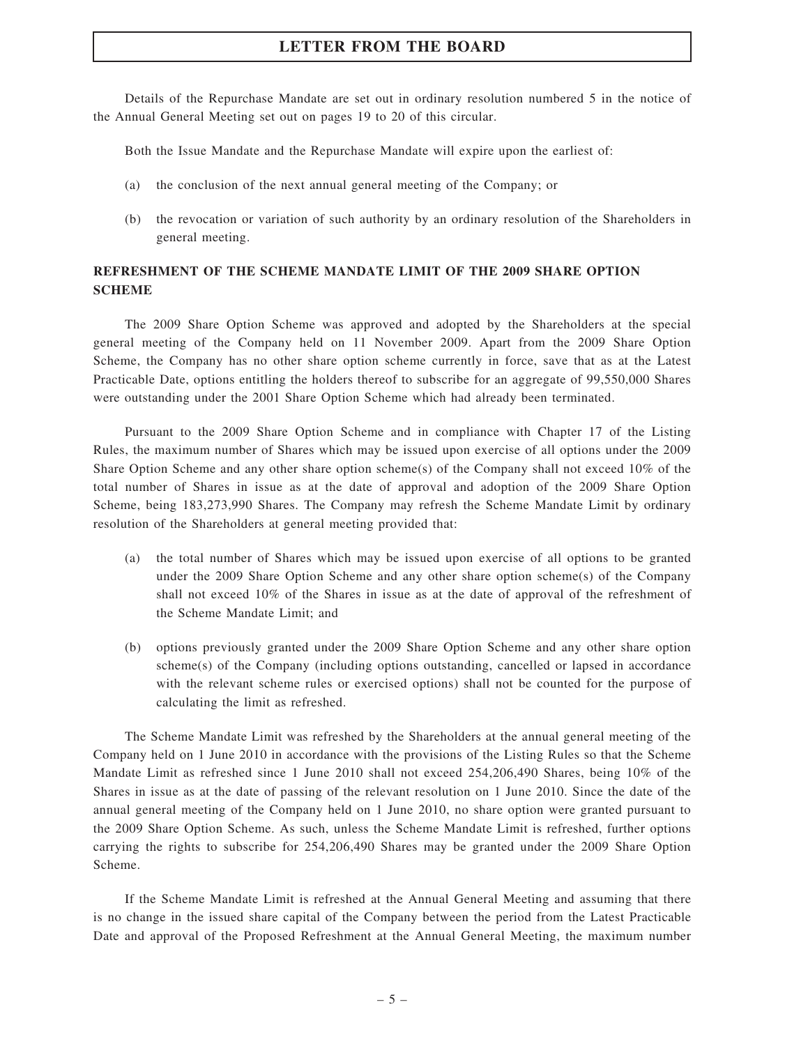Details of the Repurchase Mandate are set out in ordinary resolution numbered 5 in the notice of the Annual General Meeting set out on pages 19 to 20 of this circular.

Both the Issue Mandate and the Repurchase Mandate will expire upon the earliest of:

(a) the conclusion of the next annual general meeting of the Company; or

(b) the revocation or variation of such authority by an ordinary resolution of the Shareholders in general meeting.

## REFRESHMENT OF THE SCHEME MANDATE LIMIT OF THE 2009 SHARE OPTION SCHEME

The 2009 Share Option Scheme was approved and adopted by the Shareholders at the special general meeting of the Company held on 11 November 2009. Apart from the 2009 Share Option Scheme, the Company has no other share option scheme currently in force, save that as at the Latest Practicable Date, options entitling the holders thereof to subscribe for an aggregate of 99,550,000 Shares were outstanding under the 2001 Share Option Scheme which had already been terminated.

Pursuant to the 2009 Share Option Scheme and in compliance with Chapter 17 of the Listing Rules, the maximum number of Shares which may be issued upon exercise of all options under the 2009 Share Option Scheme and any other share option scheme(s) of the Company shall not exceed 10% of the total number of Shares in issue as at the date of approval and adoption of the 2009 Share Option Scheme, being 183,273,990 Shares. The Company may refresh the Scheme Mandate Limit by ordinary resolution of the Shareholders at general meeting provided that:

(a) the total number of Shares which may be issued upon exercise of all options to be granted under the 2009 Share Option Scheme and any other share option scheme(s) of the Company shall not exceed 10% of the Shares in issue as at the date of approval of the refreshment of the Scheme Mandate Limit; and

(b) options previously granted under the 2009 Share Option Scheme and any other share option scheme(s) of the Company (including options outstanding, cancelled or lapsed in accordance with the relevant scheme rules or exercised options) shall not be counted for the purpose of calculating the limit as refreshed.

The Scheme Mandate Limit was refreshed by the Shareholders at the annual general meeting of the Company held on 1 June 2010 in accordance with the provisions of the Listing Rules so that the Scheme Mandate Limit as refreshed since 1 June 2010 shall not exceed 254,206,490 Shares, being 10% of the Shares in issue as at the date of passing of the relevant resolution on 1 June 2010. Since the date of the annual general meeting of the Company held on 1 June 2010, no share option were granted pursuant to the 2009 Share Option Scheme. As such, unless the Scheme Mandate Limit is refreshed, further options carrying the rights to subscribe for 254,206,490 Shares may be granted under the 2009 Share Option Scheme.

If the Scheme Mandate Limit is refreshed at the Annual General Meeting and assuming that there is no change in the issued share capital of the Company between the period from the Latest Practicable Date and approval of the Proposed Refreshment at the Annual General Meeting, the maximum number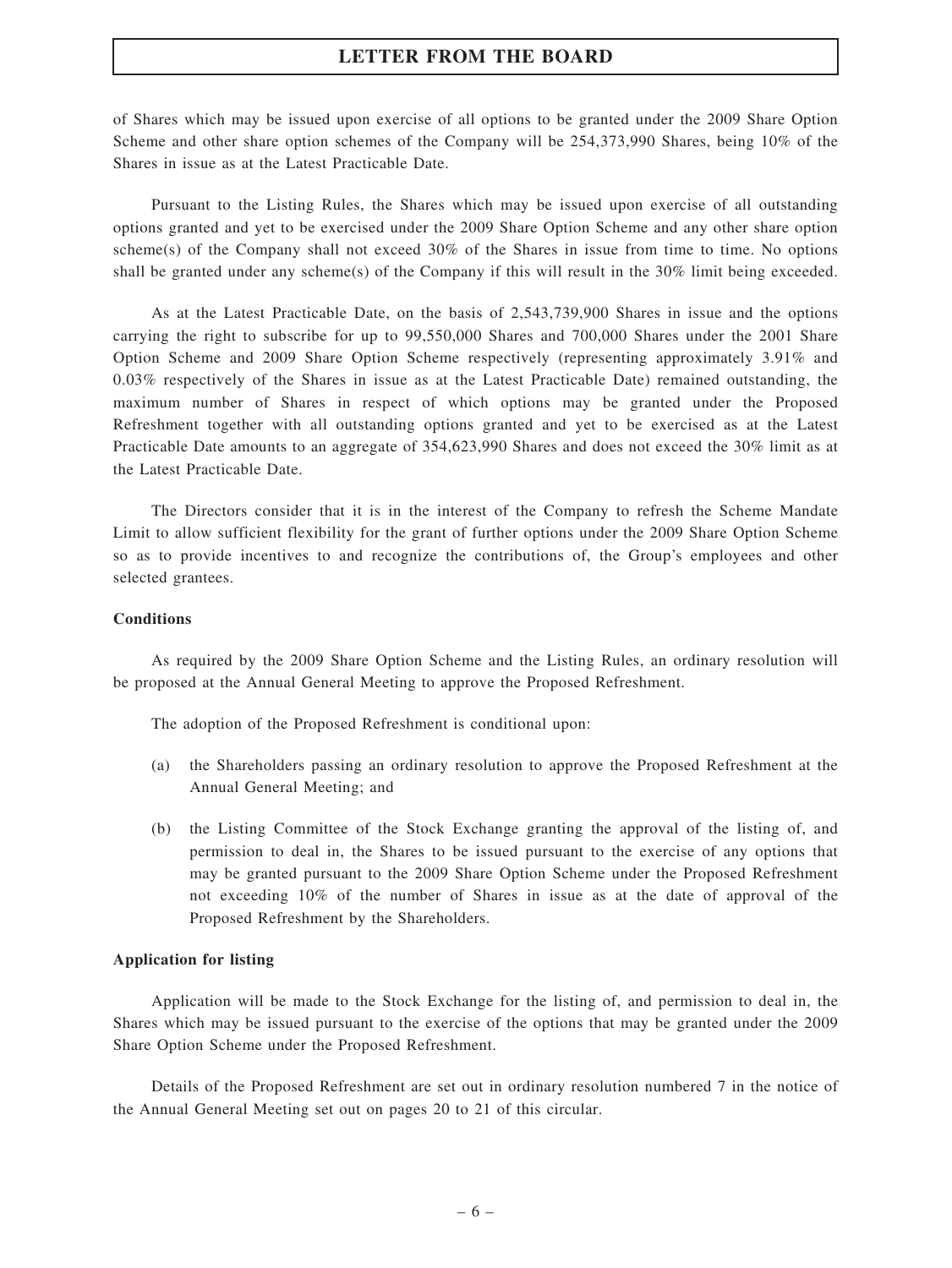of Shares which may be issued upon exercise of all options to be granted under the 2009 Share Option Scheme and other share option schemes of the Company will be 254,373,990 Shares, being 10% of the Shares in issue as at the Latest Practicable Date.

Pursuant to the Listing Rules, the Shares which may be issued upon exercise of all outstanding options granted and yet to be exercised under the 2009 Share Option Scheme and any other share option scheme(s) of the Company shall not exceed 30% of the Shares in issue from time to time. No options shall be granted under any scheme(s) of the Company if this will result in the 30% limit being exceeded.

As at the Latest Practicable Date, on the basis of 2,543,739,900 Shares in issue and the options carrying the right to subscribe for up to 99,550,000 Shares and 700,000 Shares under the 2001 Share Option Scheme and 2009 Share Option Scheme respectively (representing approximately 3.91% and 0.03% respectively of the Shares in issue as at the Latest Practicable Date) remained outstanding, the maximum number of Shares in respect of which options may be granted under the Proposed Refreshment together with all outstanding options granted and yet to be exercised as at the Latest Practicable Date amounts to an aggregate of 354,623,990 Shares and does not exceed the 30% limit as at the Latest Practicable Date.

The Directors consider that it is in the interest of the Company to refresh the Scheme Mandate Limit to allow sufficient flexibility for the grant of further options under the 2009 Share Option Scheme so as to provide incentives to and recognize the contributions of, the Group's employees and other selected grantees.

**Conditions**

As required by the 2009 Share Option Scheme and the Listing Rules, an ordinary resolution will be proposed at the Annual General Meeting to approve the Proposed Refreshment.

The adoption of the Proposed Refreshment is conditional upon:

(a) the Shareholders passing an ordinary resolution to approve the Proposed Refreshment at the Annual General Meeting; and

(b) the Listing Committee of the Stock Exchange granting the approval of the listing of, and permission to deal in, the Shares to be issued pursuant to the exercise of any options that may be granted pursuant to the 2009 Share Option Scheme under the Proposed Refreshment not exceeding 10% of the number of Shares in issue as at the date of approval of the Proposed Refreshment by the Shareholders.

**Application for listing**

Application will be made to the Stock Exchange for the listing of, and permission to deal in, the Shares which may be issued pursuant to the exercise of the options that may be granted under the 2009 Share Option Scheme under the Proposed Refreshment.

Details of the Proposed Refreshment are set out in ordinary resolution numbered 7 in the notice of the Annual General Meeting set out on pages 20 to 21 of this circular.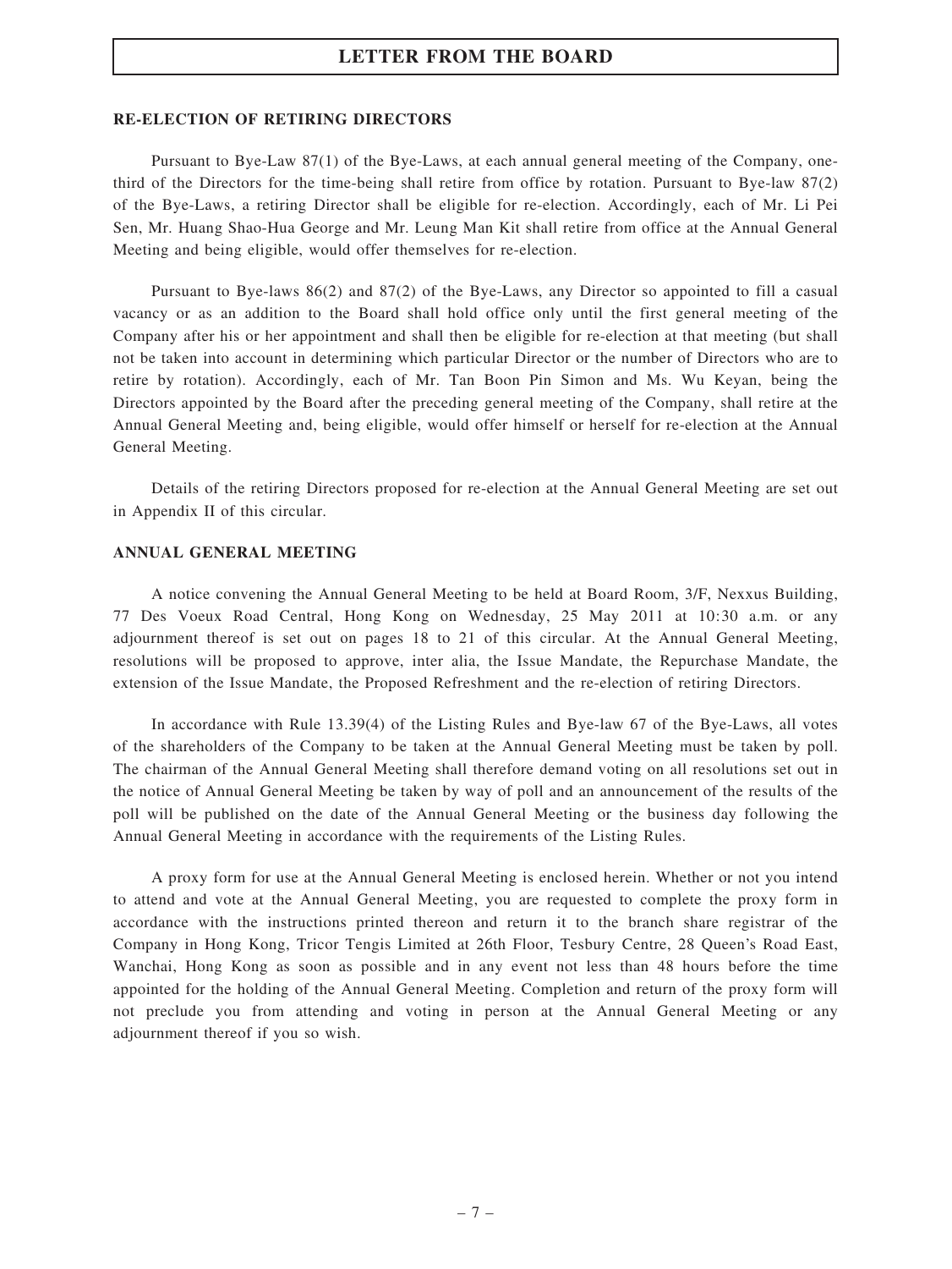**RE-ELECTION OF RETIRING DIRECTORS**

Pursuant to Bye-Law 87(1) of the Bye-Laws, at each annual general meeting of the Company, one-third of the Directors for the time-being shall retire from office by rotation. Pursuant to Bye-law 87(2) of the Bye-Laws, a retiring Director shall be eligible for re-election. Accordingly, each of Mr. Li Pei Sen, Mr. Huang Shao-Hua George and Mr. Leung Man Kit shall retire from office at the Annual General Meeting and being eligible, would offer themselves for re-election.

Pursuant to Bye-laws 86(2) and 87(2) of the Bye-Laws, any Director so appointed to fill a casual vacancy or as an addition to the Board shall hold office only until the first general meeting of the Company after his or her appointment and shall then be eligible for re-election at that meeting (but shall not be taken into account in determining which particular Director or the number of Directors who are to retire by rotation). Accordingly, each of Mr. Tan Boon Pin Simon and Ms. Wu Keyan, being the Directors appointed by the Board after the preceding general meeting of the Company, shall retire at the Annual General Meeting and, being eligible, would offer himself or herself for re-election at the Annual General Meeting.

Details of the retiring Directors proposed for re-election at the Annual General Meeting are set out in Appendix II of this circular.

**ANNUAL GENERAL MEETING**

A notice convening the Annual General Meeting to be held at Board Room, 3/F, Nexxus Building, 77 Des Voeux Road Central, Hong Kong on Wednesday, 25 May 2011 at 10:30 a.m. or any adjournment thereof is set out on pages 18 to 21 of this circular. At the Annual General Meeting, resolutions will be proposed to approve, inter alia, the Issue Mandate, the Repurchase Mandate, the extension of the Issue Mandate, the Proposed Refreshment and the re-election of retiring Directors.

In accordance with Rule 13.39(4) of the Listing Rules and Bye-law 67 of the Bye-Laws, all votes of the shareholders of the Company to be taken at the Annual General Meeting must be taken by poll. The chairman of the Annual General Meeting shall therefore demand voting on all resolutions set out in the notice of Annual General Meeting be taken by way of poll and an announcement of the results of the poll will be published on the date of the Annual General Meeting or the business day following the Annual General Meeting in accordance with the requirements of the Listing Rules.

A proxy form for use at the Annual General Meeting is enclosed herein. Whether or not you intend to attend and vote at the Annual General Meeting, you are requested to complete the proxy form in accordance with the instructions printed thereon and return it to the branch share registrar of the Company in Hong Kong, Tricor Tengis Limited at 26th Floor, Tesbury Centre, 28 Queen's Road East, Wanchai, Hong Kong as soon as possible and in any event not less than 48 hours before the time appointed for the holding of the Annual General Meeting. Completion and return of the proxy form will not preclude you from attending and voting in person at the Annual General Meeting or any adjournment thereof if you so wish.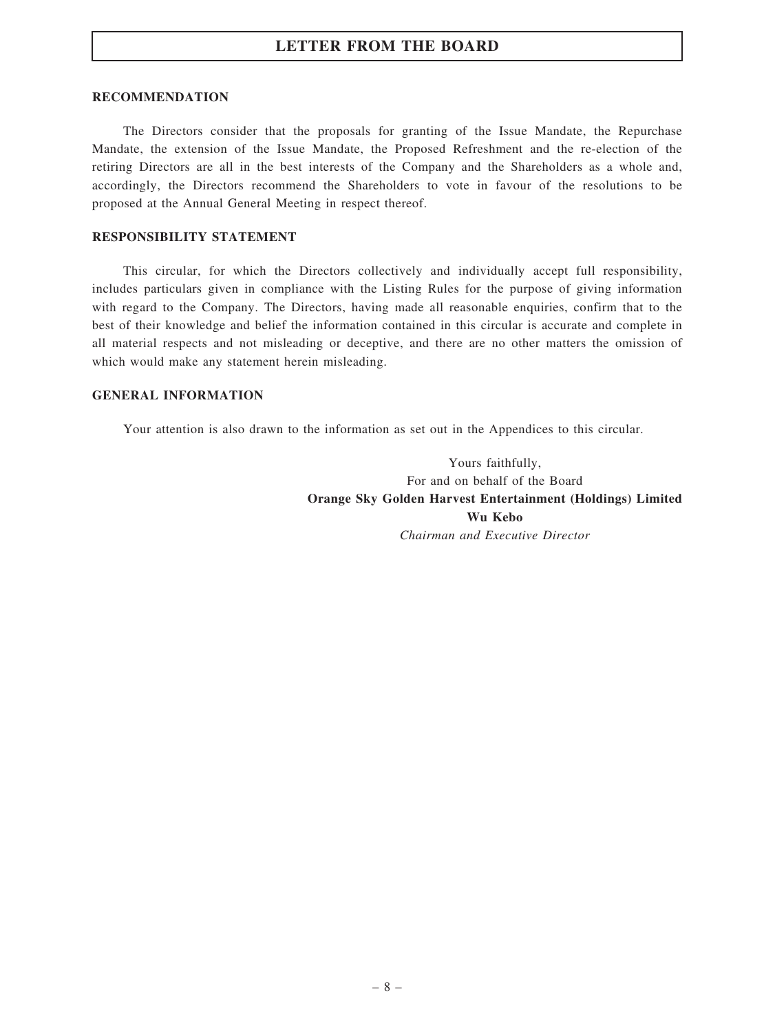## RECOMMENDATION

The Directors consider that the proposals for granting of the Issue Mandate, the Repurchase Mandate, the extension of the Issue Mandate, the Proposed Refreshment and the re-election of the retiring Directors are all in the best interests of the Company and the Shareholders as a whole and, accordingly, the Directors recommend the Shareholders to vote in favour of the resolutions to be proposed at the Annual General Meeting in respect thereof.

## RESPONSIBILITY STATEMENT

This circular, for which the Directors collectively and individually accept full responsibility, includes particulars given in compliance with the Listing Rules for the purpose of giving information with regard to the Company. The Directors, having made all reasonable enquiries, confirm that to the best of their knowledge and belief the information contained in this circular is accurate and complete in all material respects and not misleading or deceptive, and there are no other matters the omission of which would make any statement herein misleading.

## GENERAL INFORMATION

Your attention is also drawn to the information as set out in the Appendices to this circular.

Yours faithfully,
For and on behalf of the Board
**Orange Sky Golden Harvest Entertainment (Holdings) Limited**
**Wu Kebo**
*Chairman and Executive Director*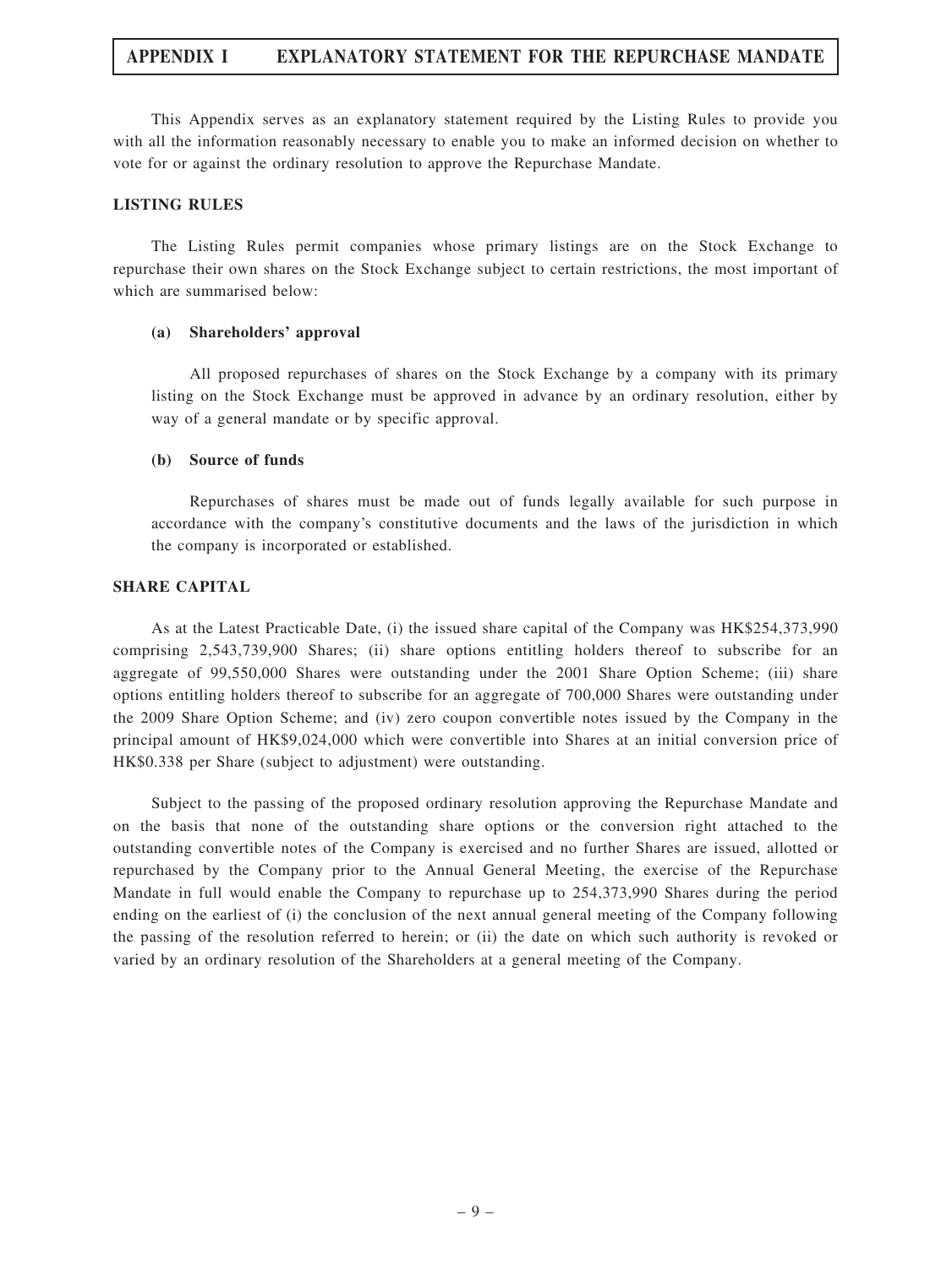# APPENDIX I EXPLANATORY STATEMENT FOR THE REPURCHASE MANDATE

This Appendix serves as an explanatory statement required by the Listing Rules to provide you with all the information reasonably necessary to enable you to make an informed decision on whether to vote for or against the ordinary resolution to approve the Repurchase Mandate.

## LISTING RULES

The Listing Rules permit companies whose primary listings are on the Stock Exchange to repurchase their own shares on the Stock Exchange subject to certain restrictions, the most important of which are summarised below:

### (a) Shareholders' approval

All proposed repurchases of shares on the Stock Exchange by a company with its primary listing on the Stock Exchange must be approved in advance by an ordinary resolution, either by way of a general mandate or by specific approval.

### (b) Source of funds

Repurchases of shares must be made out of funds legally available for such purpose in accordance with the company's constitutive documents and the laws of the jurisdiction in which the company is incorporated or established.

## SHARE CAPITAL

As at the Latest Practicable Date, (i) the issued share capital of the Company was HK$254,373,990 comprising 2,543,739,900 Shares; (ii) share options entitling holders thereof to subscribe for an aggregate of 99,550,000 Shares were outstanding under the 2001 Share Option Scheme; (iii) share options entitling holders thereof to subscribe for an aggregate of 700,000 Shares were outstanding under the 2009 Share Option Scheme; and (iv) zero coupon convertible notes issued by the Company in the principal amount of HK$9,024,000 which were convertible into Shares at an initial conversion price of HK$0.338 per Share (subject to adjustment) were outstanding.

Subject to the passing of the proposed ordinary resolution approving the Repurchase Mandate and on the basis that none of the outstanding share options or the conversion right attached to the outstanding convertible notes of the Company is exercised and no further Shares are issued, allotted or repurchased by the Company prior to the Annual General Meeting, the exercise of the Repurchase Mandate in full would enable the Company to repurchase up to 254,373,990 Shares during the period ending on the earliest of (i) the conclusion of the next annual general meeting of the Company following the passing of the resolution referred to herein; or (ii) the date on which such authority is revoked or varied by an ordinary resolution of the Shareholders at a general meeting of the Company.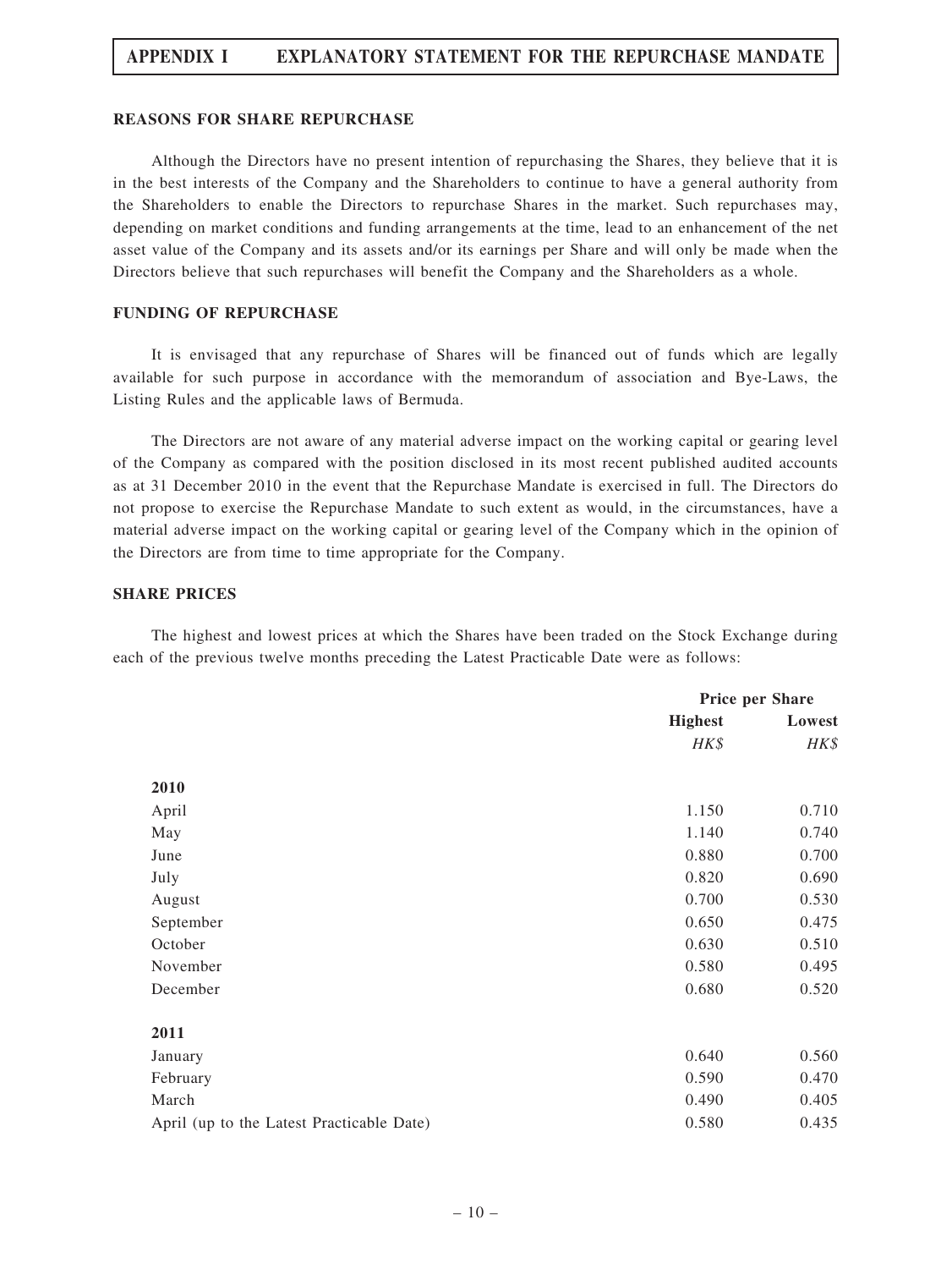## REASONS FOR SHARE REPURCHASE

Although the Directors have no present intention of repurchasing the Shares, they believe that it is in the best interests of the Company and the Shareholders to continue to have a general authority from the Shareholders to enable the Directors to repurchase Shares in the market. Such repurchases may, depending on market conditions and funding arrangements at the time, lead to an enhancement of the net asset value of the Company and its assets and/or its earnings per Share and will only be made when the Directors believe that such repurchases will benefit the Company and the Shareholders as a whole.

## FUNDING OF REPURCHASE

It is envisaged that any repurchase of Shares will be financed out of funds which are legally available for such purpose in accordance with the memorandum of association and Bye-Laws, the Listing Rules and the applicable laws of Bermuda.

The Directors are not aware of any material adverse impact on the working capital or gearing level of the Company as compared with the position disclosed in its most recent published audited accounts as at 31 December 2010 in the event that the Repurchase Mandate is exercised in full. The Directors do not propose to exercise the Repurchase Mandate to such extent as would, in the circumstances, have a material adverse impact on the working capital or gearing level of the Company which in the opinion of the Directors are from time to time appropriate for the Company.

## SHARE PRICES

The highest and lowest prices at which the Shares have been traded on the Stock Exchange during each of the previous twelve months preceding the Latest Practicable Date were as follows:

| | Price per Share | |
|---|---|---|
| | **Highest** | **Lowest** |
| | *HK$* | *HK$* |
| **2010** | | |
| April | 1.150 | 0.710 |
| May | 1.140 | 0.740 |
| June | 0.880 | 0.700 |
| July | 0.820 | 0.690 |
| August | 0.700 | 0.530 |
| September | 0.650 | 0.475 |
| October | 0.630 | 0.510 |
| November | 0.580 | 0.495 |
| December | 0.680 | 0.520 |
| **2011** | | |
| January | 0.640 | 0.560 |
| February | 0.590 | 0.470 |
| March | 0.490 | 0.405 |
| April (up to the Latest Practicable Date) | 0.580 | 0.435 |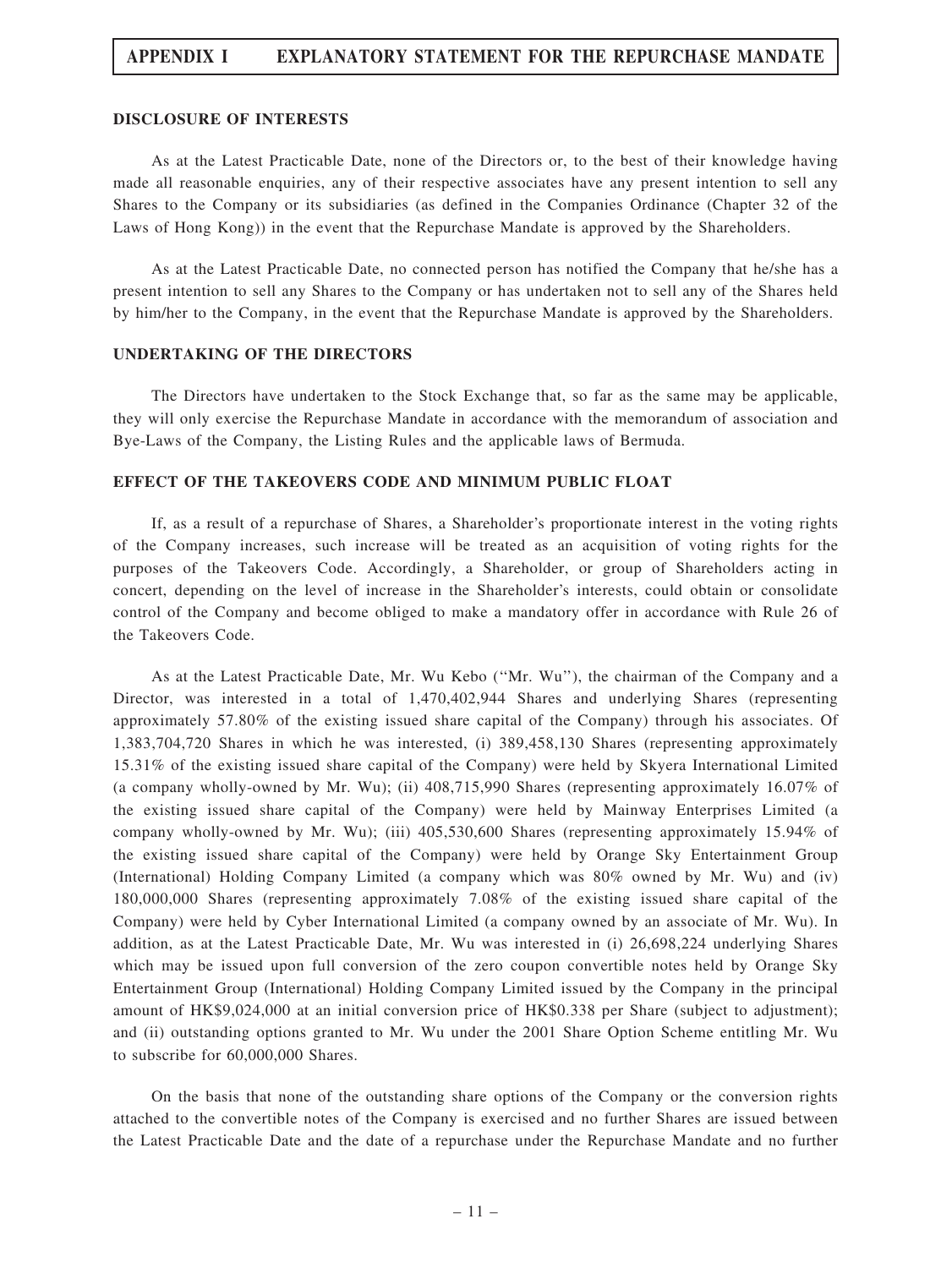**DISCLOSURE OF INTERESTS**

As at the Latest Practicable Date, none of the Directors or, to the best of their knowledge having made all reasonable enquiries, any of their respective associates have any present intention to sell any Shares to the Company or its subsidiaries (as defined in the Companies Ordinance (Chapter 32 of the Laws of Hong Kong)) in the event that the Repurchase Mandate is approved by the Shareholders.

As at the Latest Practicable Date, no connected person has notified the Company that he/she has a present intention to sell any Shares to the Company or has undertaken not to sell any of the Shares held by him/her to the Company, in the event that the Repurchase Mandate is approved by the Shareholders.

**UNDERTAKING OF THE DIRECTORS**

The Directors have undertaken to the Stock Exchange that, so far as the same may be applicable, they will only exercise the Repurchase Mandate in accordance with the memorandum of association and Bye-Laws of the Company, the Listing Rules and the applicable laws of Bermuda.

**EFFECT OF THE TAKEOVERS CODE AND MINIMUM PUBLIC FLOAT**

If, as a result of a repurchase of Shares, a Shareholder's proportionate interest in the voting rights of the Company increases, such increase will be treated as an acquisition of voting rights for the purposes of the Takeovers Code. Accordingly, a Shareholder, or group of Shareholders acting in concert, depending on the level of increase in the Shareholder's interests, could obtain or consolidate control of the Company and become obliged to make a mandatory offer in accordance with Rule 26 of the Takeovers Code.

As at the Latest Practicable Date, Mr. Wu Kebo ("Mr. Wu"), the chairman of the Company and a Director, was interested in a total of 1,470,402,944 Shares and underlying Shares (representing approximately 57.80% of the existing issued share capital of the Company) through his associates. Of 1,383,704,720 Shares in which he was interested, (i) 389,458,130 Shares (representing approximately 15.31% of the existing issued share capital of the Company) were held by Skyera International Limited (a company wholly-owned by Mr. Wu); (ii) 408,715,990 Shares (representing approximately 16.07% of the existing issued share capital of the Company) were held by Mainway Enterprises Limited (a company wholly-owned by Mr. Wu); (iii) 405,530,600 Shares (representing approximately 15.94% of the existing issued share capital of the Company) were held by Orange Sky Entertainment Group (International) Holding Company Limited (a company which was 80% owned by Mr. Wu) and (iv) 180,000,000 Shares (representing approximately 7.08% of the existing issued share capital of the Company) were held by Cyber International Limited (a company owned by an associate of Mr. Wu). In addition, as at the Latest Practicable Date, Mr. Wu was interested in (i) 26,698,224 underlying Shares which may be issued upon full conversion of the zero coupon convertible notes held by Orange Sky Entertainment Group (International) Holding Company Limited issued by the Company in the principal amount of HK$9,024,000 at an initial conversion price of HK$0.338 per Share (subject to adjustment); and (ii) outstanding options granted to Mr. Wu under the 2001 Share Option Scheme entitling Mr. Wu to subscribe for 60,000,000 Shares.

On the basis that none of the outstanding share options of the Company or the conversion rights attached to the convertible notes of the Company is exercised and no further Shares are issued between the Latest Practicable Date and the date of a repurchase under the Repurchase Mandate and no further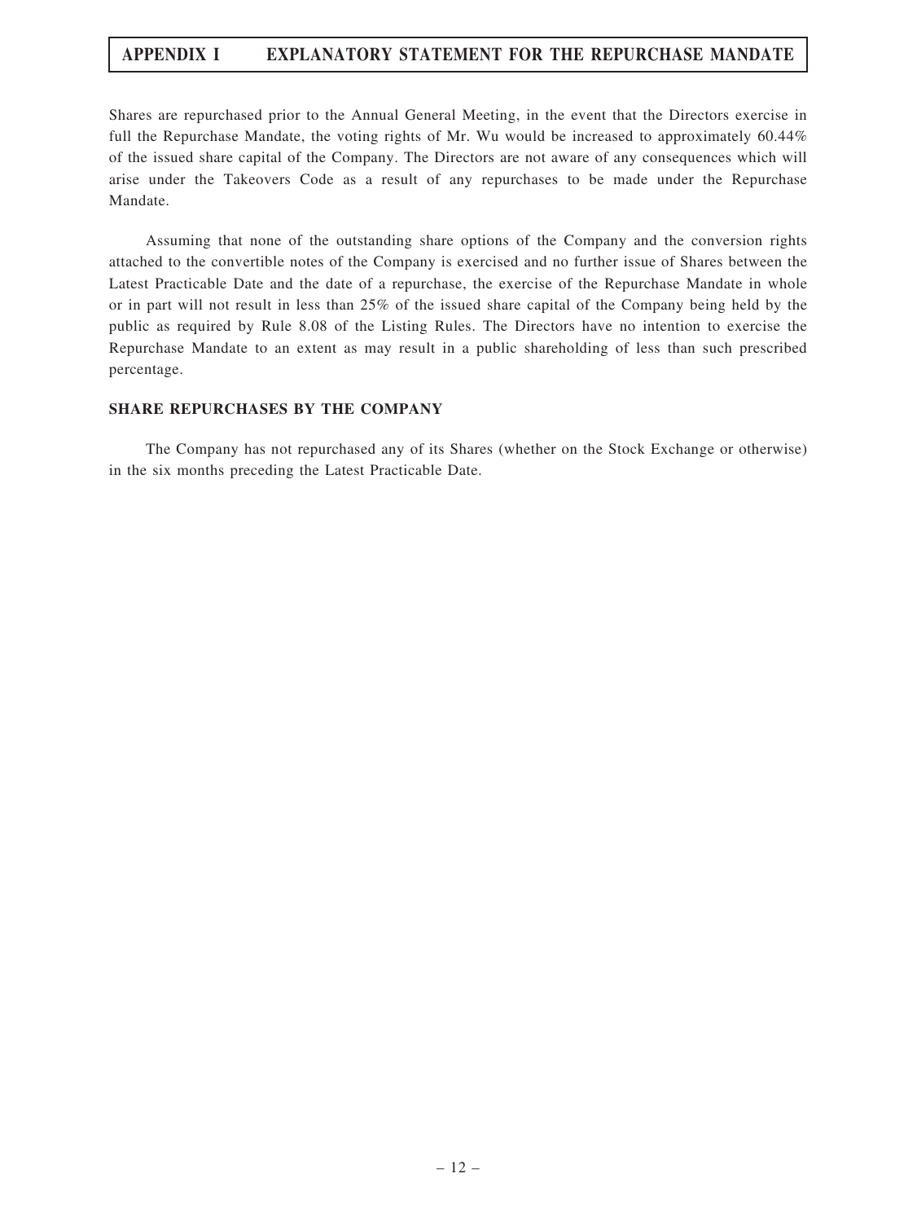Shares are repurchased prior to the Annual General Meeting, in the event that the Directors exercise in full the Repurchase Mandate, the voting rights of Mr. Wu would be increased to approximately 60.44% of the issued share capital of the Company. The Directors are not aware of any consequences which will arise under the Takeovers Code as a result of any repurchases to be made under the Repurchase Mandate.

Assuming that none of the outstanding share options of the Company and the conversion rights attached to the convertible notes of the Company is exercised and no further issue of Shares between the Latest Practicable Date and the date of a repurchase, the exercise of the Repurchase Mandate in whole or in part will not result in less than 25% of the issued share capital of the Company being held by the public as required by Rule 8.08 of the Listing Rules. The Directors have no intention to exercise the Repurchase Mandate to an extent as may result in a public shareholding of less than such prescribed percentage.

## SHARE REPURCHASES BY THE COMPANY

The Company has not repurchased any of its Shares (whether on the Stock Exchange or otherwise) in the six months preceding the Latest Practicable Date.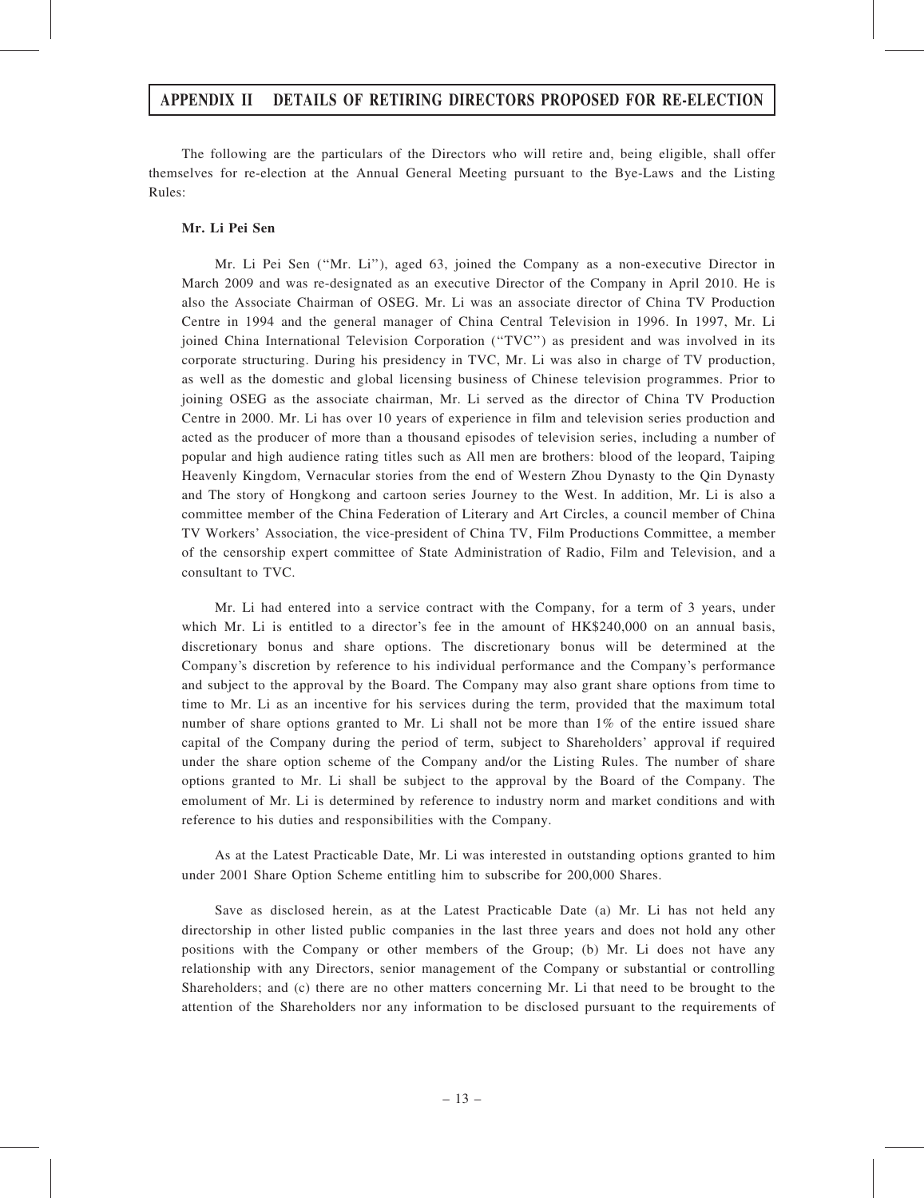# APPENDIX II DETAILS OF RETIRING DIRECTORS PROPOSED FOR RE-ELECTION

The following are the particulars of the Directors who will retire and, being eligible, shall offer themselves for re-election at the Annual General Meeting pursuant to the Bye-Laws and the Listing Rules:

**Mr. Li Pei Sen**

Mr. Li Pei Sen ("Mr. Li"), aged 63, joined the Company as a non-executive Director in March 2009 and was re-designated as an executive Director of the Company in April 2010. He is also the Associate Chairman of OSEG. Mr. Li was an associate director of China TV Production Centre in 1994 and the general manager of China Central Television in 1996. In 1997, Mr. Li joined China International Television Corporation ("TVC") as president and was involved in its corporate structuring. During his presidency in TVC, Mr. Li was also in charge of TV production, as well as the domestic and global licensing business of Chinese television programmes. Prior to joining OSEG as the associate chairman, Mr. Li served as the director of China TV Production Centre in 2000. Mr. Li has over 10 years of experience in film and television series production and acted as the producer of more than a thousand episodes of television series, including a number of popular and high audience rating titles such as All men are brothers: blood of the leopard, Taiping Heavenly Kingdom, Vernacular stories from the end of Western Zhou Dynasty to the Qin Dynasty and The story of Hongkong and cartoon series Journey to the West. In addition, Mr. Li is also a committee member of the China Federation of Literary and Art Circles, a council member of China TV Workers' Association, the vice-president of China TV, Film Productions Committee, a member of the censorship expert committee of State Administration of Radio, Film and Television, and a consultant to TVC.

Mr. Li had entered into a service contract with the Company, for a term of 3 years, under which Mr. Li is entitled to a director's fee in the amount of HK$240,000 on an annual basis, discretionary bonus and share options. The discretionary bonus will be determined at the Company's discretion by reference to his individual performance and the Company's performance and subject to the approval by the Board. The Company may also grant share options from time to time to Mr. Li as an incentive for his services during the term, provided that the maximum total number of share options granted to Mr. Li shall not be more than 1% of the entire issued share capital of the Company during the period of term, subject to Shareholders' approval if required under the share option scheme of the Company and/or the Listing Rules. The number of share options granted to Mr. Li shall be subject to the approval by the Board of the Company. The emolument of Mr. Li is determined by reference to industry norm and market conditions and with reference to his duties and responsibilities with the Company.

As at the Latest Practicable Date, Mr. Li was interested in outstanding options granted to him under 2001 Share Option Scheme entitling him to subscribe for 200,000 Shares.

Save as disclosed herein, as at the Latest Practicable Date (a) Mr. Li has not held any directorship in other listed public companies in the last three years and does not hold any other positions with the Company or other members of the Group; (b) Mr. Li does not have any relationship with any Directors, senior management of the Company or substantial or controlling Shareholders; and (c) there are no other matters concerning Mr. Li that need to be brought to the attention of the Shareholders nor any information to be disclosed pursuant to the requirements of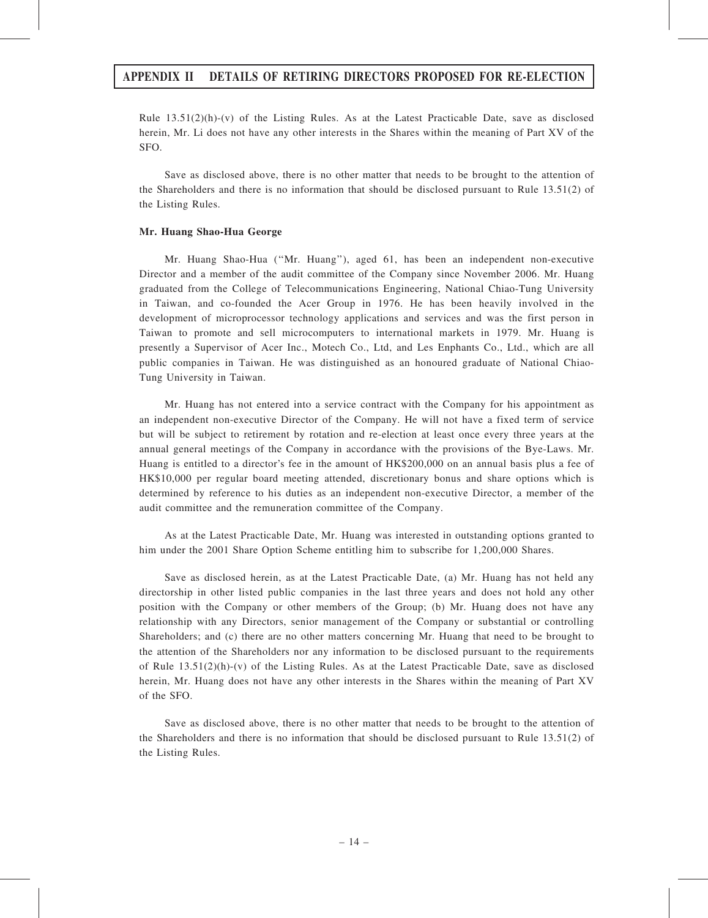Rule 13.51(2)(h)-(v) of the Listing Rules. As at the Latest Practicable Date, save as disclosed herein, Mr. Li does not have any other interests in the Shares within the meaning of Part XV of the SFO.

Save as disclosed above, there is no other matter that needs to be brought to the attention of the Shareholders and there is no information that should be disclosed pursuant to Rule 13.51(2) of the Listing Rules.

**Mr. Huang Shao-Hua George**

Mr. Huang Shao-Hua ("Mr. Huang"), aged 61, has been an independent non-executive Director and a member of the audit committee of the Company since November 2006. Mr. Huang graduated from the College of Telecommunications Engineering, National Chiao-Tung University in Taiwan, and co-founded the Acer Group in 1976. He has been heavily involved in the development of microprocessor technology applications and services and was the first person in Taiwan to promote and sell microcomputers to international markets in 1979. Mr. Huang is presently a Supervisor of Acer Inc., Motech Co., Ltd, and Les Enphants Co., Ltd., which are all public companies in Taiwan. He was distinguished as an honoured graduate of National Chiao-Tung University in Taiwan.

Mr. Huang has not entered into a service contract with the Company for his appointment as an independent non-executive Director of the Company. He will not have a fixed term of service but will be subject to retirement by rotation and re-election at least once every three years at the annual general meetings of the Company in accordance with the provisions of the Bye-Laws. Mr. Huang is entitled to a director's fee in the amount of HK$200,000 on an annual basis plus a fee of HK$10,000 per regular board meeting attended, discretionary bonus and share options which is determined by reference to his duties as an independent non-executive Director, a member of the audit committee and the remuneration committee of the Company.

As at the Latest Practicable Date, Mr. Huang was interested in outstanding options granted to him under the 2001 Share Option Scheme entitling him to subscribe for 1,200,000 Shares.

Save as disclosed herein, as at the Latest Practicable Date, (a) Mr. Huang has not held any directorship in other listed public companies in the last three years and does not hold any other position with the Company or other members of the Group; (b) Mr. Huang does not have any relationship with any Directors, senior management of the Company or substantial or controlling Shareholders; and (c) there are no other matters concerning Mr. Huang that need to be brought to the attention of the Shareholders nor any information to be disclosed pursuant to the requirements of Rule 13.51(2)(h)-(v) of the Listing Rules. As at the Latest Practicable Date, save as disclosed herein, Mr. Huang does not have any other interests in the Shares within the meaning of Part XV of the SFO.

Save as disclosed above, there is no other matter that needs to be brought to the attention of the Shareholders and there is no information that should be disclosed pursuant to Rule 13.51(2) of the Listing Rules.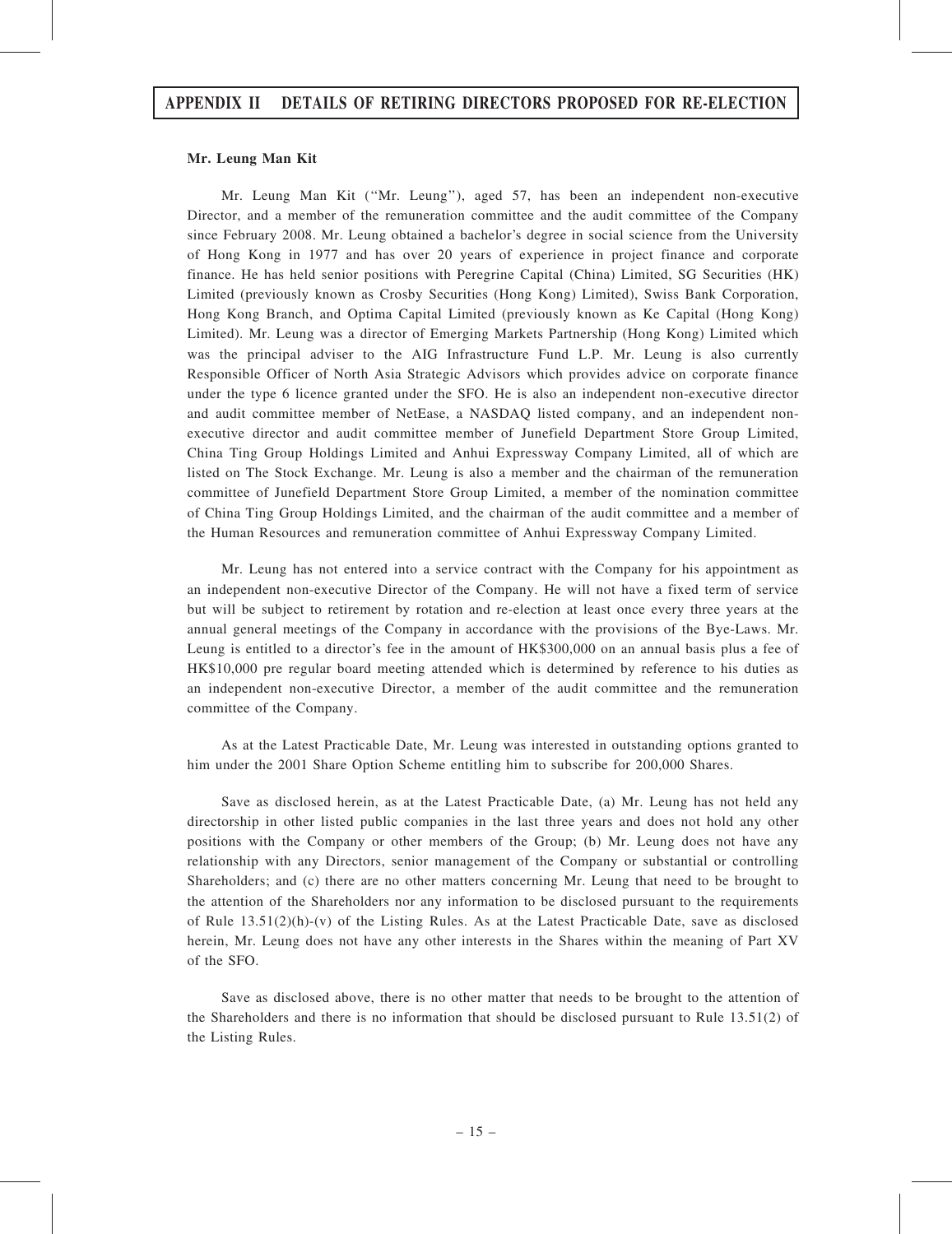## APPENDIX II DETAILS OF RETIRING DIRECTORS PROPOSED FOR RE-ELECTION

**Mr. Leung Man Kit**

Mr. Leung Man Kit ("Mr. Leung"), aged 57, has been an independent non-executive Director, and a member of the remuneration committee and the audit committee of the Company since February 2008. Mr. Leung obtained a bachelor's degree in social science from the University of Hong Kong in 1977 and has over 20 years of experience in project finance and corporate finance. He has held senior positions with Peregrine Capital (China) Limited, SG Securities (HK) Limited (previously known as Crosby Securities (Hong Kong) Limited), Swiss Bank Corporation, Hong Kong Branch, and Optima Capital Limited (previously known as Ke Capital (Hong Kong) Limited). Mr. Leung was a director of Emerging Markets Partnership (Hong Kong) Limited which was the principal adviser to the AIG Infrastructure Fund L.P. Mr. Leung is also currently Responsible Officer of North Asia Strategic Advisors which provides advice on corporate finance under the type 6 licence granted under the SFO. He is also an independent non-executive director and audit committee member of NetEase, a NASDAQ listed company, and an independent non-executive director and audit committee member of Junefield Department Store Group Limited, China Ting Group Holdings Limited and Anhui Expressway Company Limited, all of which are listed on The Stock Exchange. Mr. Leung is also a member and the chairman of the remuneration committee of Junefield Department Store Group Limited, a member of the nomination committee of China Ting Group Holdings Limited, and the chairman of the audit committee and a member of the Human Resources and remuneration committee of Anhui Expressway Company Limited.

Mr. Leung has not entered into a service contract with the Company for his appointment as an independent non-executive Director of the Company. He will not have a fixed term of service but will be subject to retirement by rotation and re-election at least once every three years at the annual general meetings of the Company in accordance with the provisions of the Bye-Laws. Mr. Leung is entitled to a director's fee in the amount of HK$300,000 on an annual basis plus a fee of HK$10,000 pre regular board meeting attended which is determined by reference to his duties as an independent non-executive Director, a member of the audit committee and the remuneration committee of the Company.

As at the Latest Practicable Date, Mr. Leung was interested in outstanding options granted to him under the 2001 Share Option Scheme entitling him to subscribe for 200,000 Shares.

Save as disclosed herein, as at the Latest Practicable Date, (a) Mr. Leung has not held any directorship in other listed public companies in the last three years and does not hold any other positions with the Company or other members of the Group; (b) Mr. Leung does not have any relationship with any Directors, senior management of the Company or substantial or controlling Shareholders; and (c) there are no other matters concerning Mr. Leung that need to be brought to the attention of the Shareholders nor any information to be disclosed pursuant to the requirements of Rule 13.51(2)(h)-(v) of the Listing Rules. As at the Latest Practicable Date, save as disclosed herein, Mr. Leung does not have any other interests in the Shares within the meaning of Part XV of the SFO.

Save as disclosed above, there is no other matter that needs to be brought to the attention of the Shareholders and there is no information that should be disclosed pursuant to Rule 13.51(2) of the Listing Rules.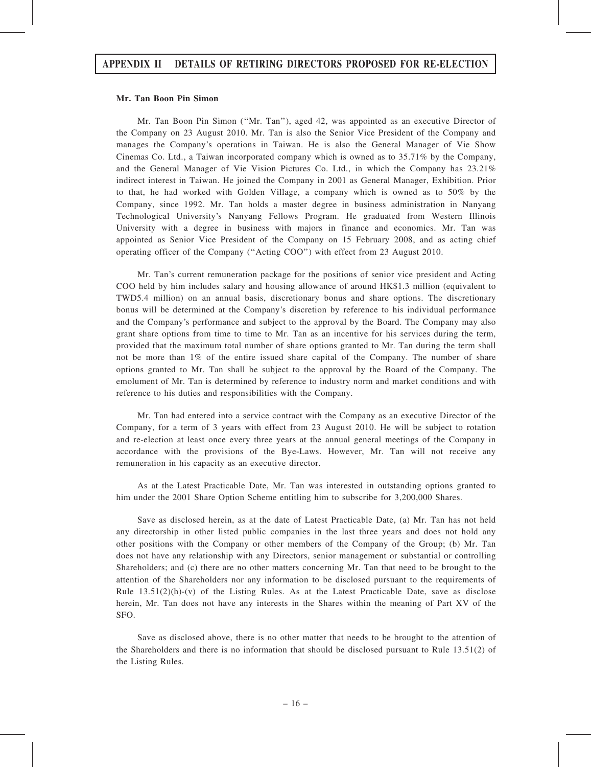**Mr. Tan Boon Pin Simon**

Mr. Tan Boon Pin Simon ("Mr. Tan"), aged 42, was appointed as an executive Director of the Company on 23 August 2010. Mr. Tan is also the Senior Vice President of the Company and manages the Company's operations in Taiwan. He is also the General Manager of Vie Show Cinemas Co. Ltd., a Taiwan incorporated company which is owned as to 35.71% by the Company, and the General Manager of Vie Vision Pictures Co. Ltd., in which the Company has 23.21% indirect interest in Taiwan. He joined the Company in 2001 as General Manager, Exhibition. Prior to that, he had worked with Golden Village, a company which is owned as to 50% by the Company, since 1992. Mr. Tan holds a master degree in business administration in Nanyang Technological University's Nanyang Fellows Program. He graduated from Western Illinois University with a degree in business with majors in finance and economics. Mr. Tan was appointed as Senior Vice President of the Company on 15 February 2008, and as acting chief operating officer of the Company ("Acting COO") with effect from 23 August 2010.

Mr. Tan's current remuneration package for the positions of senior vice president and Acting COO held by him includes salary and housing allowance of around HK$1.3 million (equivalent to TWD5.4 million) on an annual basis, discretionary bonus and share options. The discretionary bonus will be determined at the Company's discretion by reference to his individual performance and the Company's performance and subject to the approval by the Board. The Company may also grant share options from time to time to Mr. Tan as an incentive for his services during the term, provided that the maximum total number of share options granted to Mr. Tan during the term shall not be more than 1% of the entire issued share capital of the Company. The number of share options granted to Mr. Tan shall be subject to the approval by the Board of the Company. The emolument of Mr. Tan is determined by reference to industry norm and market conditions and with reference to his duties and responsibilities with the Company.

Mr. Tan had entered into a service contract with the Company as an executive Director of the Company, for a term of 3 years with effect from 23 August 2010. He will be subject to rotation and re-election at least once every three years at the annual general meetings of the Company in accordance with the provisions of the Bye-Laws. However, Mr. Tan will not receive any remuneration in his capacity as an executive director.

As at the Latest Practicable Date, Mr. Tan was interested in outstanding options granted to him under the 2001 Share Option Scheme entitling him to subscribe for 3,200,000 Shares.

Save as disclosed herein, as at the date of Latest Practicable Date, (a) Mr. Tan has not held any directorship in other listed public companies in the last three years and does not hold any other positions with the Company or other members of the Company of the Group; (b) Mr. Tan does not have any relationship with any Directors, senior management or substantial or controlling Shareholders; and (c) there are no other matters concerning Mr. Tan that need to be brought to the attention of the Shareholders nor any information to be disclosed pursuant to the requirements of Rule 13.51(2)(h)-(v) of the Listing Rules. As at the Latest Practicable Date, save as disclose herein, Mr. Tan does not have any interests in the Shares within the meaning of Part XV of the SFO.

Save as disclosed above, there is no other matter that needs to be brought to the attention of the Shareholders and there is no information that should be disclosed pursuant to Rule 13.51(2) of the Listing Rules.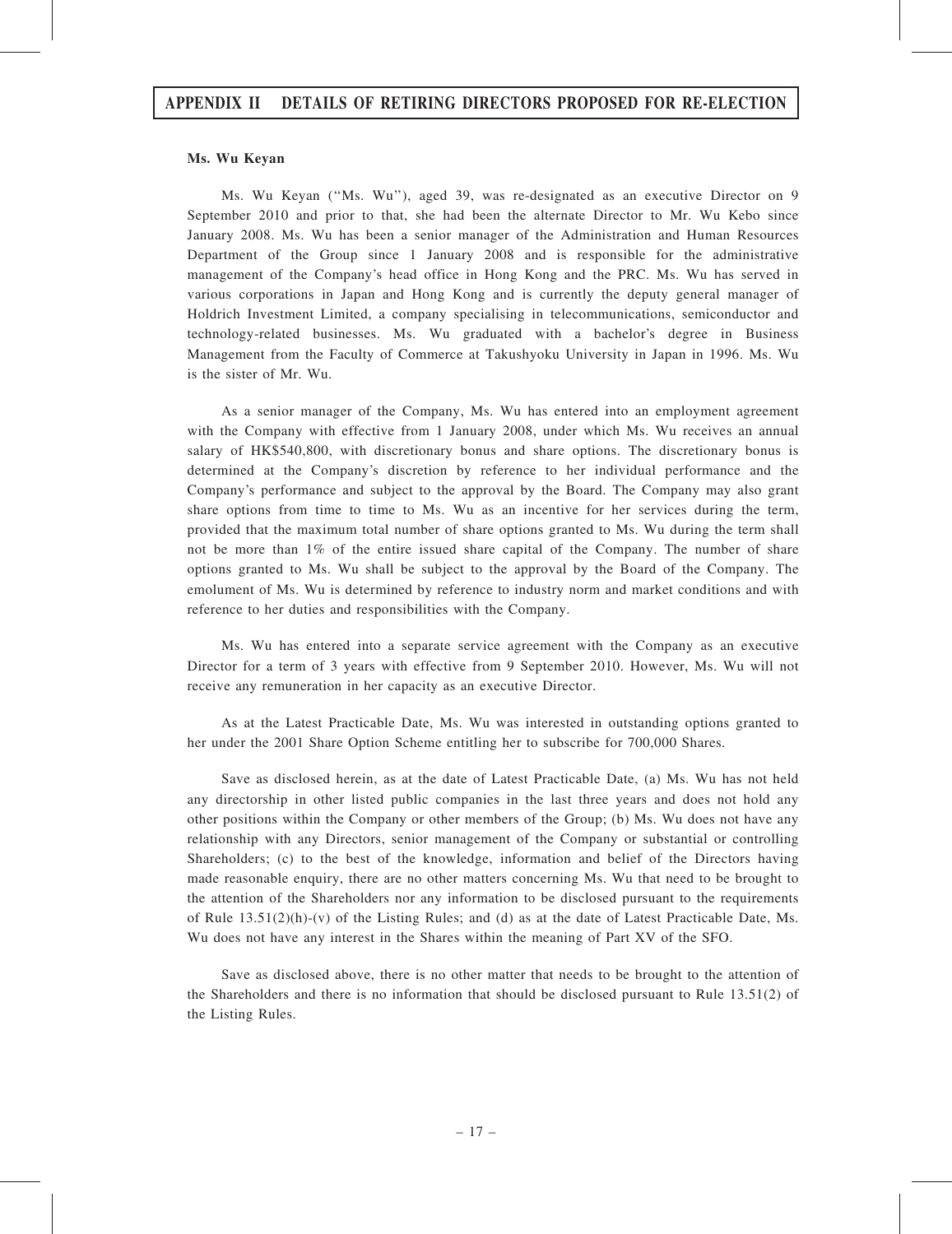# APPENDIX II DETAILS OF RETIRING DIRECTORS PROPOSED FOR RE-ELECTION

**Ms. Wu Keyan**

Ms. Wu Keyan ("Ms. Wu"), aged 39, was re-designated as an executive Director on 9 September 2010 and prior to that, she had been the alternate Director to Mr. Wu Kebo since January 2008. Ms. Wu has been a senior manager of the Administration and Human Resources Department of the Group since 1 January 2008 and is responsible for the administrative management of the Company's head office in Hong Kong and the PRC. Ms. Wu has served in various corporations in Japan and Hong Kong and is currently the deputy general manager of Holdrich Investment Limited, a company specialising in telecommunications, semiconductor and technology-related businesses. Ms. Wu graduated with a bachelor's degree in Business Management from the Faculty of Commerce at Takushyoku University in Japan in 1996. Ms. Wu is the sister of Mr. Wu.

As a senior manager of the Company, Ms. Wu has entered into an employment agreement with the Company with effective from 1 January 2008, under which Ms. Wu receives an annual salary of HK$540,800, with discretionary bonus and share options. The discretionary bonus is determined at the Company's discretion by reference to her individual performance and the Company's performance and subject to the approval by the Board. The Company may also grant share options from time to time to Ms. Wu as an incentive for her services during the term, provided that the maximum total number of share options granted to Ms. Wu during the term shall not be more than 1% of the entire issued share capital of the Company. The number of share options granted to Ms. Wu shall be subject to the approval by the Board of the Company. The emolument of Ms. Wu is determined by reference to industry norm and market conditions and with reference to her duties and responsibilities with the Company.

Ms. Wu has entered into a separate service agreement with the Company as an executive Director for a term of 3 years with effective from 9 September 2010. However, Ms. Wu will not receive any remuneration in her capacity as an executive Director.

As at the Latest Practicable Date, Ms. Wu was interested in outstanding options granted to her under the 2001 Share Option Scheme entitling her to subscribe for 700,000 Shares.

Save as disclosed herein, as at the date of Latest Practicable Date, (a) Ms. Wu has not held any directorship in other listed public companies in the last three years and does not hold any other positions within the Company or other members of the Group; (b) Ms. Wu does not have any relationship with any Directors, senior management of the Company or substantial or controlling Shareholders; (c) to the best of the knowledge, information and belief of the Directors having made reasonable enquiry, there are no other matters concerning Ms. Wu that need to be brought to the attention of the Shareholders nor any information to be disclosed pursuant to the requirements of Rule 13.51(2)(h)-(v) of the Listing Rules; and (d) as at the date of Latest Practicable Date, Ms. Wu does not have any interest in the Shares within the meaning of Part XV of the SFO.

Save as disclosed above, there is no other matter that needs to be brought to the attention of the Shareholders and there is no information that should be disclosed pursuant to Rule 13.51(2) of the Listing Rules.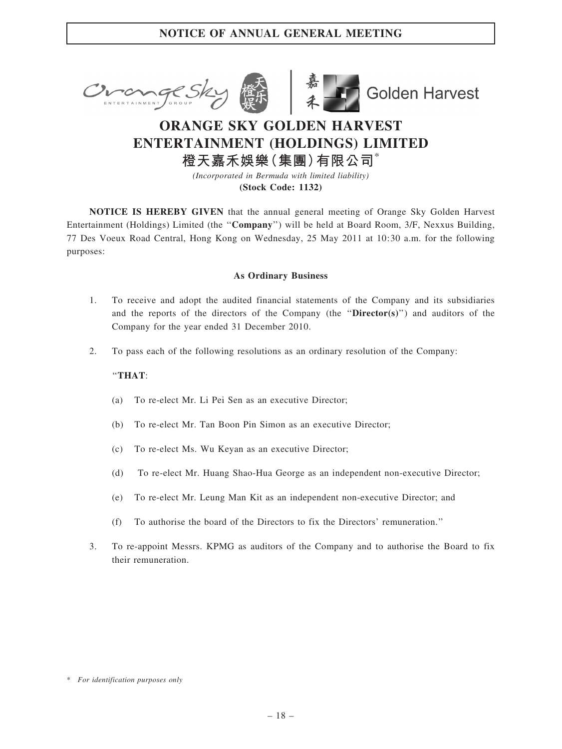# NOTICE OF ANNUAL GENERAL MEETING

# ORANGE SKY GOLDEN HARVEST ENTERTAINMENT (HOLDINGS) LIMITED

## 橙天嘉禾娛樂（集團）有限公司*

*(Incorporated in Bermuda with limited liability)*

**(Stock Code: 1132)**

**NOTICE IS HEREBY GIVEN** that the annual general meeting of Orange Sky Golden Harvest Entertainment (Holdings) Limited (the "**Company**") will be held at Board Room, 3/F, Nexxus Building, 77 Des Voeux Road Central, Hong Kong on Wednesday, 25 May 2011 at 10:30 a.m. for the following purposes:

**As Ordinary Business**

1. To receive and adopt the audited financial statements of the Company and its subsidiaries and the reports of the directors of the Company (the "**Director(s)**") and auditors of the Company for the year ended 31 December 2010.

2. To pass each of the following resolutions as an ordinary resolution of the Company:

   "**THAT**:

   (a) To re-elect Mr. Li Pei Sen as an executive Director;

   (b) To re-elect Mr. Tan Boon Pin Simon as an executive Director;

   (c) To re-elect Ms. Wu Keyan as an executive Director;

   (d) To re-elect Mr. Huang Shao-Hua George as an independent non-executive Director;

   (e) To re-elect Mr. Leung Man Kit as an independent non-executive Director; and

   (f) To authorise the board of the Directors to fix the Directors' remuneration."

3. To re-appoint Messrs. KPMG as auditors of the Company and to authorise the Board to fix their remuneration.

\* *For identification purposes only*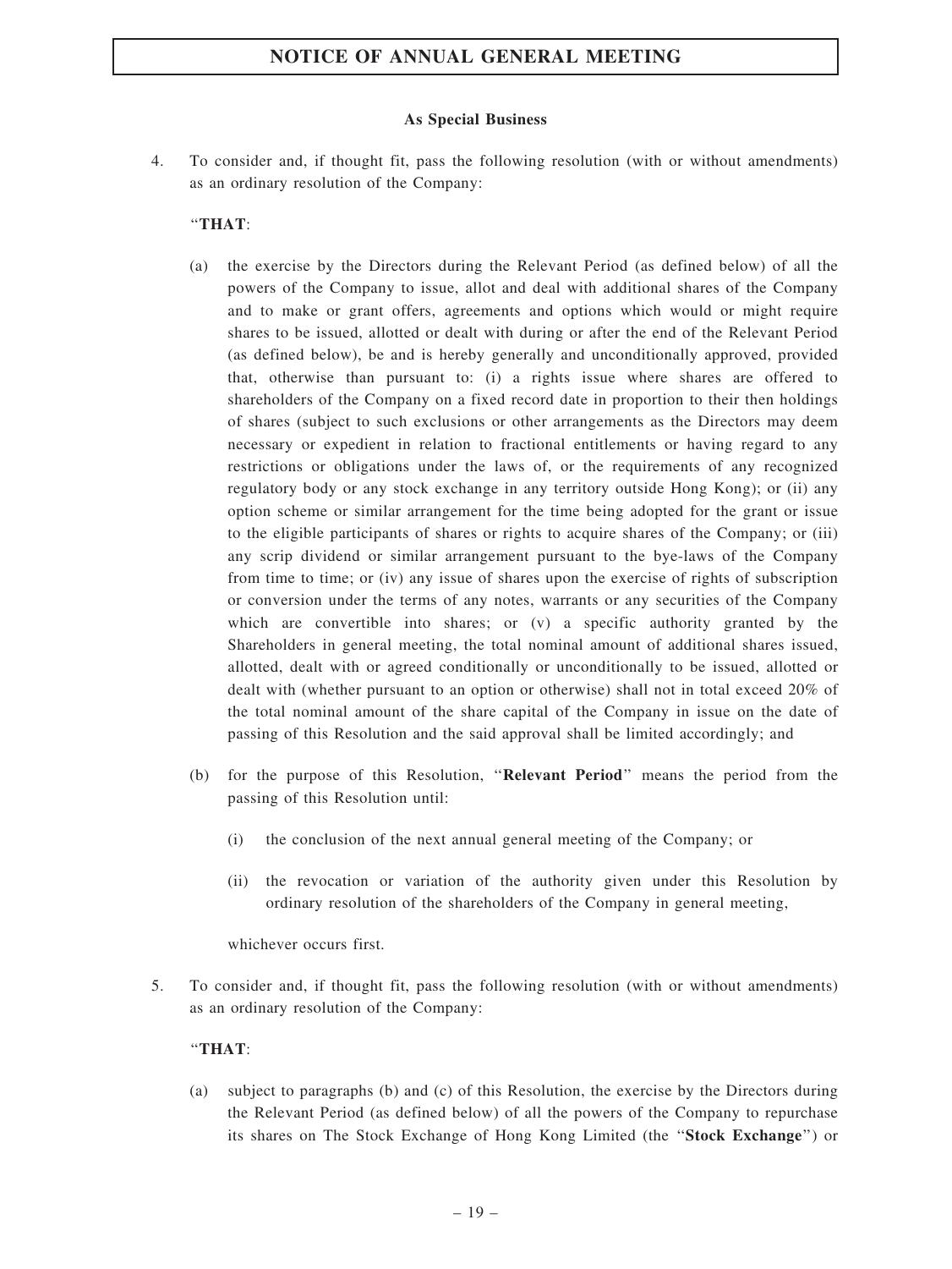**As Special Business**

4. To consider and, if thought fit, pass the following resolution (with or without amendments) as an ordinary resolution of the Company:

   "**THAT**:

   (a) the exercise by the Directors during the Relevant Period (as defined below) of all the powers of the Company to issue, allot and deal with additional shares of the Company and to make or grant offers, agreements and options which would or might require shares to be issued, allotted or dealt with during or after the end of the Relevant Period (as defined below), be and is hereby generally and unconditionally approved, provided that, otherwise than pursuant to: (i) a rights issue where shares are offered to shareholders of the Company on a fixed record date in proportion to their then holdings of shares (subject to such exclusions or other arrangements as the Directors may deem necessary or expedient in relation to fractional entitlements or having regard to any restrictions or obligations under the laws of, or the requirements of any recognized regulatory body or any stock exchange in any territory outside Hong Kong); or (ii) any option scheme or similar arrangement for the time being adopted for the grant or issue to the eligible participants of shares or rights to acquire shares of the Company; or (iii) any scrip dividend or similar arrangement pursuant to the bye-laws of the Company from time to time; or (iv) any issue of shares upon the exercise of rights of subscription or conversion under the terms of any notes, warrants or any securities of the Company which are convertible into shares; or (v) a specific authority granted by the Shareholders in general meeting, the total nominal amount of additional shares issued, allotted, dealt with or agreed conditionally or unconditionally to be issued, allotted or dealt with (whether pursuant to an option or otherwise) shall not in total exceed 20% of the total nominal amount of the share capital of the Company in issue on the date of passing of this Resolution and the said approval shall be limited accordingly; and

   (b) for the purpose of this Resolution, "**Relevant Period**" means the period from the passing of this Resolution until:

      (i) the conclusion of the next annual general meeting of the Company; or

      (ii) the revocation or variation of the authority given under this Resolution by ordinary resolution of the shareholders of the Company in general meeting,

   whichever occurs first.

5. To consider and, if thought fit, pass the following resolution (with or without amendments) as an ordinary resolution of the Company:

   "**THAT**:

   (a) subject to paragraphs (b) and (c) of this Resolution, the exercise by the Directors during the Relevant Period (as defined below) of all the powers of the Company to repurchase its shares on The Stock Exchange of Hong Kong Limited (the "**Stock Exchange**") or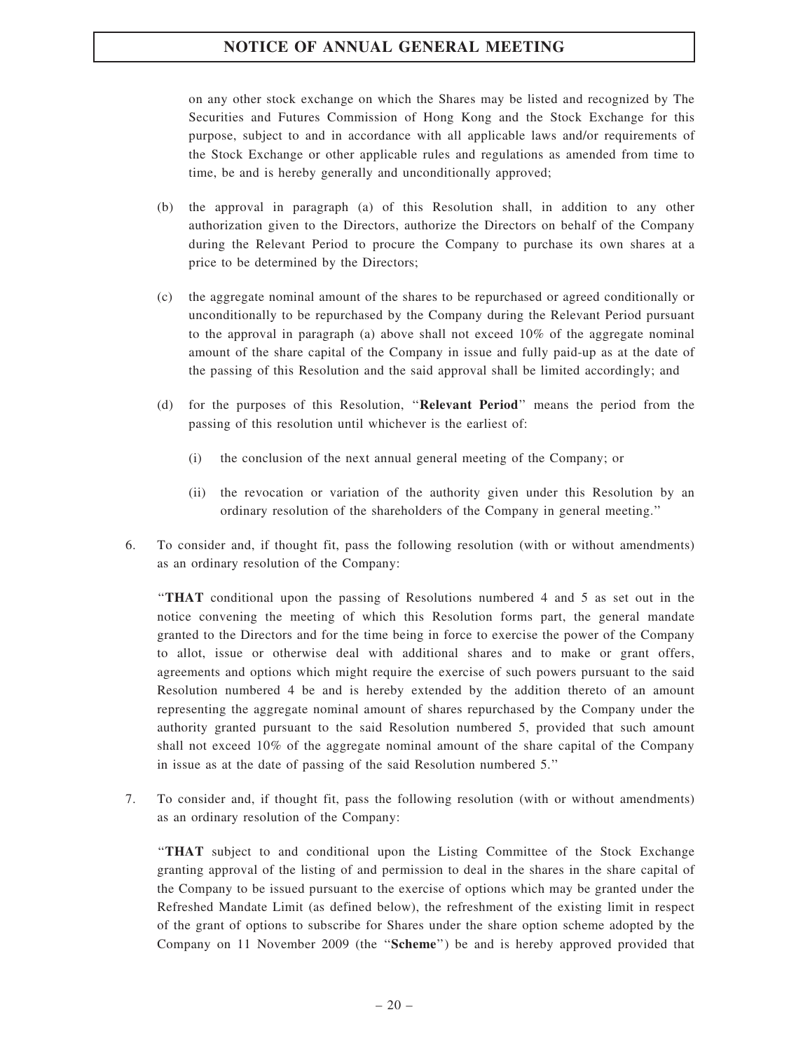on any other stock exchange on which the Shares may be listed and recognized by The Securities and Futures Commission of Hong Kong and the Stock Exchange for this purpose, subject to and in accordance with all applicable laws and/or requirements of the Stock Exchange or other applicable rules and regulations as amended from time to time, be and is hereby generally and unconditionally approved;

(b) the approval in paragraph (a) of this Resolution shall, in addition to any other authorization given to the Directors, authorize the Directors on behalf of the Company during the Relevant Period to procure the Company to purchase its own shares at a price to be determined by the Directors;

(c) the aggregate nominal amount of the shares to be repurchased or agreed conditionally or unconditionally to be repurchased by the Company during the Relevant Period pursuant to the approval in paragraph (a) above shall not exceed 10% of the aggregate nominal amount of the share capital of the Company in issue and fully paid-up as at the date of the passing of this Resolution and the said approval shall be limited accordingly; and

(d) for the purposes of this Resolution, "**Relevant Period**" means the period from the passing of this resolution until whichever is the earliest of:

   (i) the conclusion of the next annual general meeting of the Company; or

   (ii) the revocation or variation of the authority given under this Resolution by an ordinary resolution of the shareholders of the Company in general meeting."

6. To consider and, if thought fit, pass the following resolution (with or without amendments) as an ordinary resolution of the Company:

   "**THAT** conditional upon the passing of Resolutions numbered 4 and 5 as set out in the notice convening the meeting of which this Resolution forms part, the general mandate granted to the Directors and for the time being in force to exercise the power of the Company to allot, issue or otherwise deal with additional shares and to make or grant offers, agreements and options which might require the exercise of such powers pursuant to the said Resolution numbered 4 be and is hereby extended by the addition thereto of an amount representing the aggregate nominal amount of shares repurchased by the Company under the authority granted pursuant to the said Resolution numbered 5, provided that such amount shall not exceed 10% of the aggregate nominal amount of the share capital of the Company in issue as at the date of passing of the said Resolution numbered 5."

7. To consider and, if thought fit, pass the following resolution (with or without amendments) as an ordinary resolution of the Company:

   "**THAT** subject to and conditional upon the Listing Committee of the Stock Exchange granting approval of the listing of and permission to deal in the shares in the share capital of the Company to be issued pursuant to the exercise of options which may be granted under the Refreshed Mandate Limit (as defined below), the refreshment of the existing limit in respect of the grant of options to subscribe for Shares under the share option scheme adopted by the Company on 11 November 2009 (the "**Scheme**") be and is hereby approved provided that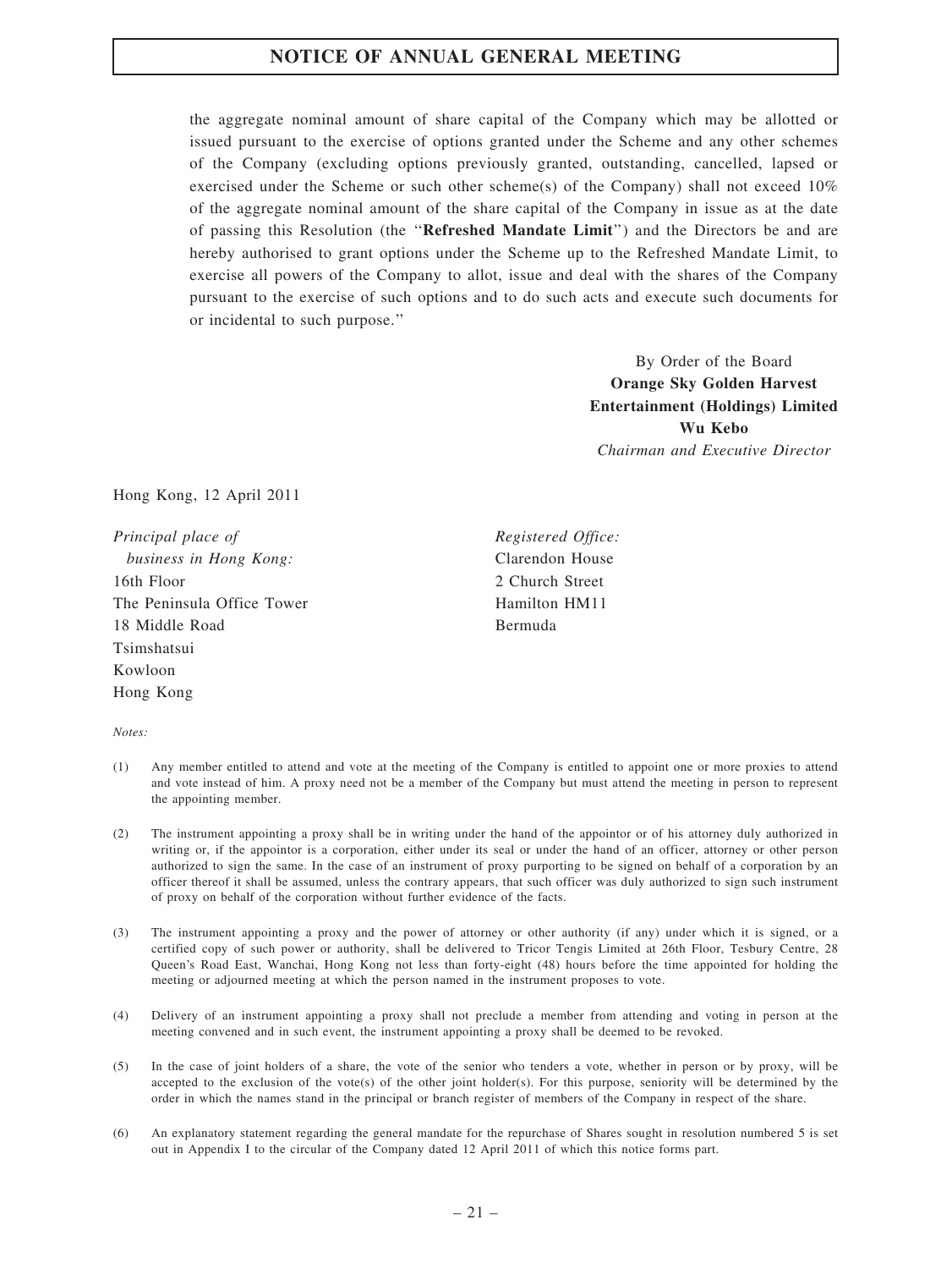the aggregate nominal amount of share capital of the Company which may be allotted or issued pursuant to the exercise of options granted under the Scheme and any other schemes of the Company (excluding options previously granted, outstanding, cancelled, lapsed or exercised under the Scheme or such other scheme(s) of the Company) shall not exceed 10% of the aggregate nominal amount of the share capital of the Company in issue as at the date of passing this Resolution (the "**Refreshed Mandate Limit**") and the Directors be and are hereby authorised to grant options under the Scheme up to the Refreshed Mandate Limit, to exercise all powers of the Company to allot, issue and deal with the shares of the Company pursuant to the exercise of such options and to do such acts and execute such documents for or incidental to such purpose."

By Order of the Board
**Orange Sky Golden Harvest Entertainment (Holdings) Limited**
**Wu Kebo**
*Chairman and Executive Director*

Hong Kong, 12 April 2011

*Principal place of business in Hong Kong:*
16th Floor
The Peninsula Office Tower
18 Middle Road
Tsimshatsui
Kowloon
Hong Kong

*Registered Office:*
Clarendon House
2 Church Street
Hamilton HM11
Bermuda

*Notes:*

(1) Any member entitled to attend and vote at the meeting of the Company is entitled to appoint one or more proxies to attend and vote instead of him. A proxy need not be a member of the Company but must attend the meeting in person to represent the appointing member.

(2) The instrument appointing a proxy shall be in writing under the hand of the appointor or of his attorney duly authorized in writing or, if the appointor is a corporation, either under its seal or under the hand of an officer, attorney or other person authorized to sign the same. In the case of an instrument of proxy purporting to be signed on behalf of a corporation by an officer thereof it shall be assumed, unless the contrary appears, that such officer was duly authorized to sign such instrument of proxy on behalf of the corporation without further evidence of the facts.

(3) The instrument appointing a proxy and the power of attorney or other authority (if any) under which it is signed, or a certified copy of such power or authority, shall be delivered to Tricor Tengis Limited at 26th Floor, Tesbury Centre, 28 Queen's Road East, Wanchai, Hong Kong not less than forty-eight (48) hours before the time appointed for holding the meeting or adjourned meeting at which the person named in the instrument proposes to vote.

(4) Delivery of an instrument appointing a proxy shall not preclude a member from attending and voting in person at the meeting convened and in such event, the instrument appointing a proxy shall be deemed to be revoked.

(5) In the case of joint holders of a share, the vote of the senior who tenders a vote, whether in person or by proxy, will be accepted to the exclusion of the vote(s) of the other joint holder(s). For this purpose, seniority will be determined by the order in which the names stand in the principal or branch register of members of the Company in respect of the share.

(6) An explanatory statement regarding the general mandate for the repurchase of Shares sought in resolution numbered 5 is set out in Appendix I to the circular of the Company dated 12 April 2011 of which this notice forms part.